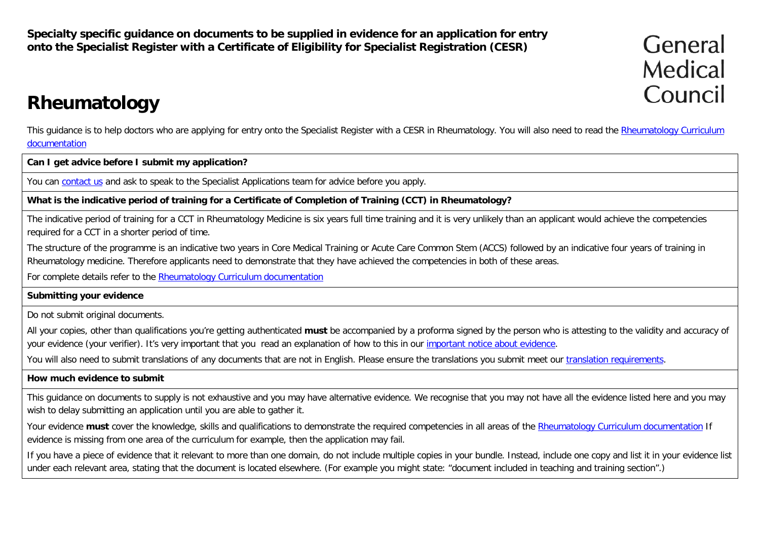**Specialty specific guidance on documents to be supplied in evidence for an application for entry onto the Specialist Register with a Certificate of Eligibility for Specialist Registration (CESR)**

General Medical Council

# Rheumatology

This guidance is to help doctors who are applying for entry onto the Specialist Register with a CESR in Rheumatology. You will also need to read the Rheumatology Curriculum documentation

**Can I get advice before I submit my application?**

You can contact us and ask to speak to the Specialist Applications team for advice before you apply.

**What is the indicative period of training for a Certificate of Completion of Training (CCT) in Rheumatology?**

The indicative period of training for a CCT in Rheumatology Medicine is six years full time training and it is very unlikely than an applicant would achieve the competencies required for a CCT in a shorter period of time.

The structure of the programme is an indicative two years in Core Medical Training or Acute Care Common Stem (ACCS) followed by an indicative four years of training in Rheumatology medicine. Therefore applicants need to demonstrate that they have achieved the competencies in both of these areas.

For complete details refer to the Rheumatology Curriculum documentation

**Submitting your evidence**

Do not submit original documents.

All your copies, other than qualifications you're getting authenticated **must** be accompanied by a proforma signed by the person who is attesting to the validity and accuracy of your evidence (your verifier). It's very important that you read an explanation of how to this in our important notice about evidence.

You will also need to submit translations of any documents that are not in English. Please ensure the translations you submit meet our translation requirements.

**How much evidence to submit**

This guidance on documents to supply is not exhaustive and you may have alternative evidence. We recognise that you may not have all the evidence listed here and you may wish to delay submitting an application until you are able to gather it.

Your evidence **must** cover the knowledge, skills and qualifications to demonstrate the required competencies in all areas of the Rheumatology Curriculum documentation If evidence is missing from one area of the curriculum for example, then the application may fail.

If you have a piece of evidence that it relevant to more than one domain, do not include multiple copies in your bundle. Instead, include one copy and list it in your evidence list under each relevant area, stating that the document is located elsewhere. (For example you might state: "document included in teaching and training section".)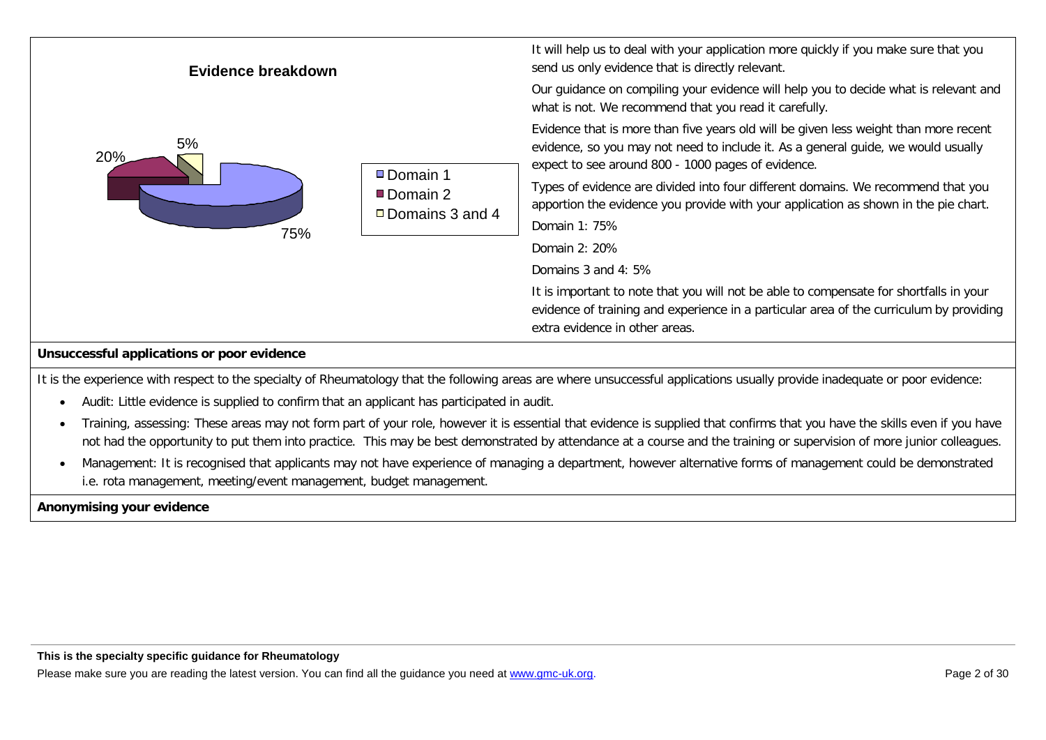**Evidence breakdown**

- Domain 1: 75%
- Domain 2: 20%
- Domains 3 and 4: 5%

It will help us to deal with your application more quickly if you make sure that you send us only evidence that is directly relevant.

Our guidance on compiling your evidence will help you to decide what is relevant and what is not. We recommend that you read it carefully.

Evidence that is more than five years old will be given less weight than more recent evidence, so you may not need to include it. As a general guide, we would usually expect to see around 800 - 1000 pages of evidence.

Types of evidence are divided into four different domains. We recommend that you apportion the evidence you provide with your application as shown in the pie chart.

Domain 1: 75%

Domain 2: 20%

Domains 3 and 4: 5%

It is important to note that you will not be able to compensate for shortfalls in your evidence of training and experience in a particular area of the curriculum by providing extra evidence in other areas.

**Unsuccessful applications or poor evidence**

It is the experience with respect to the specialty of Rheumatology that the following areas are where unsuccessful applications usually provide inadequate or poor evidence:

- Audit: Little evidence is supplied to confirm that an applicant has participated in audit.
- Training, assessing: These areas may not form part of your role, however it is essential that evidence is supplied that confirms that you have the skills even if you have not had the opportunity to put them into practice. This may be best demonstrated by attendance at a course and the training or supervision of more junior colleagues.
- Management: It is recognised that applicants may not have experience of managing a department, however alternative forms of management could be demonstrated i.e. rota management, meeting/event management, budget management.

**Anonymising your evidence**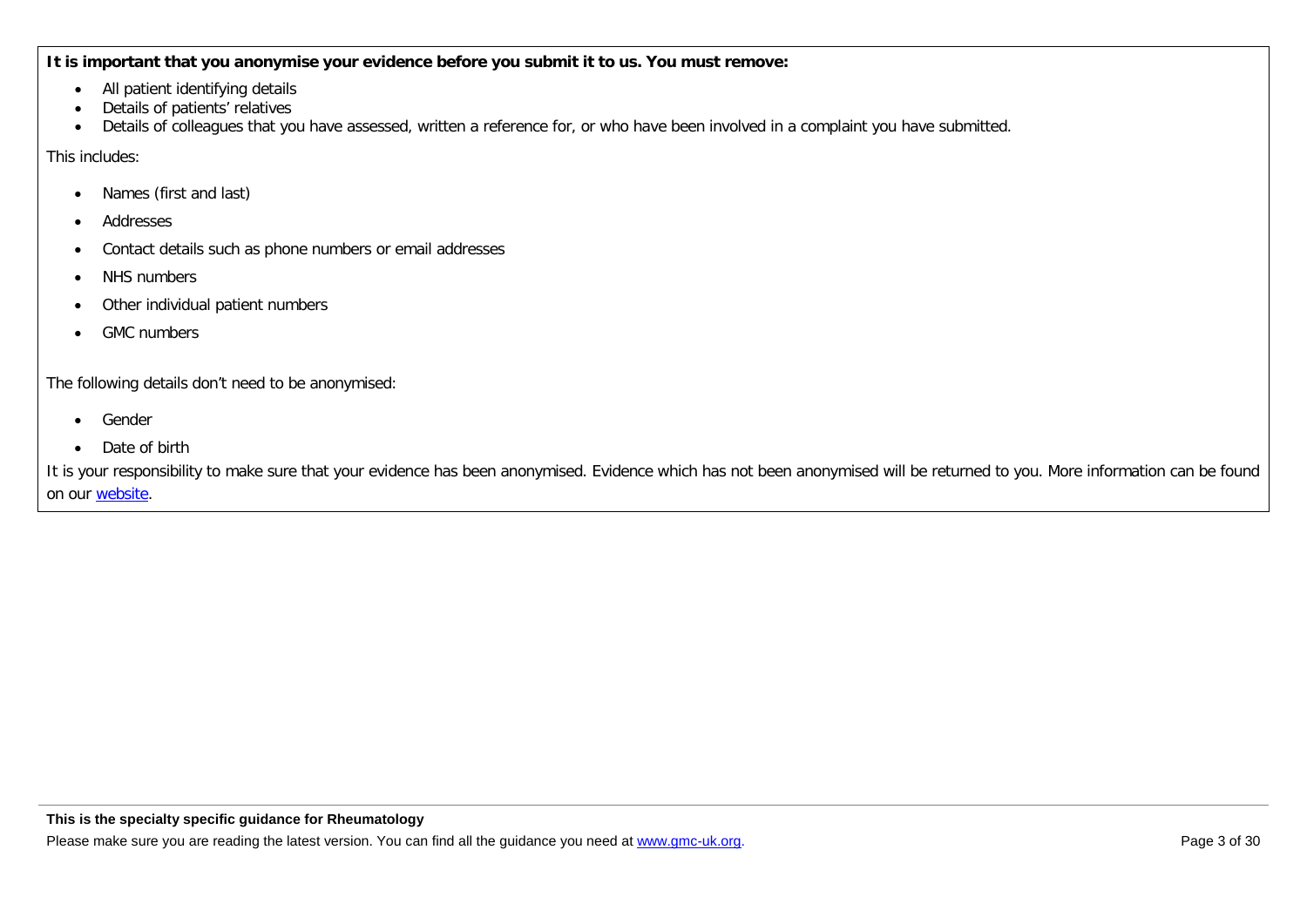**It is important that you anonymise your evidence before you submit it to us. You must remove:**

- All patient identifying details
- Details of patients' relatives
- Details of colleagues that you have assessed, written a reference for, or who have been involved in a complaint you have submitted.

This includes:

- Names (first and last)
- Addresses
- Contact details such as phone numbers or email addresses
- NHS numbers
- Other individual patient numbers
- GMC numbers

The following details don't need to be anonymised:

- Gender
- Date of birth

It is your responsibility to make sure that your evidence has been anonymised. Evidence which has not been anonymised will be returned to you. More information can be found on our [website](website).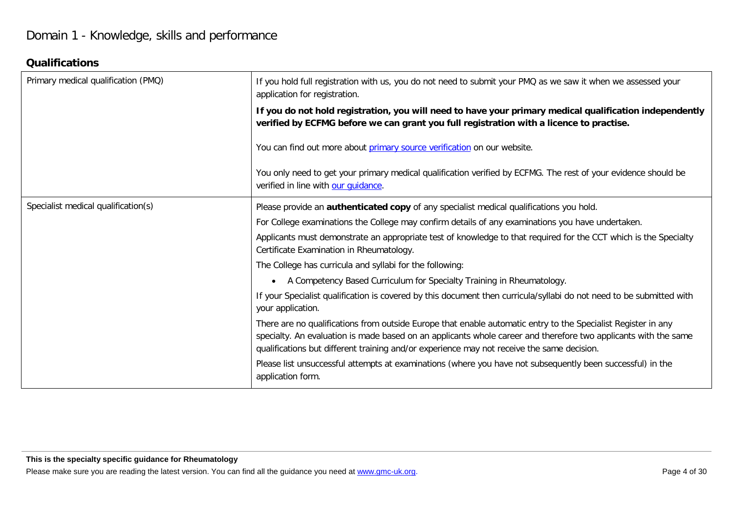# Domain 1 - Knowledge, skills and performance

## Qualifications

| | |
|---|---|
| Primary medical qualification (PMQ) | If you hold full registration with us, you do not need to submit your PMQ as we saw it when we assessed your application for registration.<br><br>**If you do not hold registration, you will need to have your primary medical qualification independently verified by ECFMG before we can grant you full registration with a licence to practise.**<br><br>You can find out more about [primary source verification](#) on our website.<br><br>You only need to get your primary medical qualification verified by ECFMG. The rest of your evidence should be verified in line with [our guidance](#). |
| Specialist medical qualification(s) | Please provide an **authenticated copy** of any specialist medical qualifications you hold.<br><br>For College examinations the College may confirm details of any examinations you have undertaken.<br><br>Applicants must demonstrate an appropriate test of knowledge to that required for the CCT which is the Specialty Certificate Examination in Rheumatology.<br><br>The College has curricula and syllabi for the following:<br><br>• A Competency Based Curriculum for Specialty Training in Rheumatology.<br><br>If your Specialist qualification is covered by this document then curricula/syllabi do not need to be submitted with your application.<br><br>There are no qualifications from outside Europe that enable automatic entry to the Specialist Register in any specialty. An evaluation is made based on an applicants whole career and therefore two applicants with the same qualifications but different training and/or experience may not receive the same decision.<br><br>Please list unsuccessful attempts at examinations (where you have not subsequently been successful) in the application form. |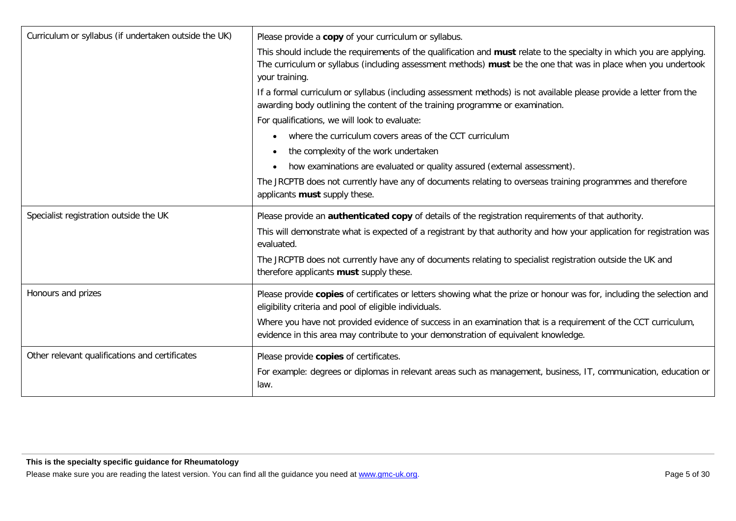| | |
|---|---|
| Curriculum or syllabus (if undertaken outside the UK) | Please provide a **copy** of your curriculum or syllabus.<br><br>This should include the requirements of the qualification and **must** relate to the specialty in which you are applying. The curriculum or syllabus (including assessment methods) **must** be the one that was in place when you undertook your training.<br><br>If a formal curriculum or syllabus (including assessment methods) is not available please provide a letter from the awarding body outlining the content of the training programme or examination.<br><br>For qualifications, we will look to evaluate:<br><br>• where the curriculum covers areas of the CCT curriculum<br>• the complexity of the work undertaken<br>• how examinations are evaluated or quality assured (external assessment).<br><br>The JRCPTB does not currently have any of documents relating to overseas training programmes and therefore applicants **must** supply these. |
| Specialist registration outside the UK | Please provide an **authenticated copy** of details of the registration requirements of that authority.<br><br>This will demonstrate what is expected of a registrant by that authority and how your application for registration was evaluated.<br><br>The JRCPTB does not currently have any of documents relating to specialist registration outside the UK and therefore applicants **must** supply these. |
| Honours and prizes | Please provide **copies** of certificates or letters showing what the prize or honour was for, including the selection and eligibility criteria and pool of eligible individuals.<br><br>Where you have not provided evidence of success in an examination that is a requirement of the CCT curriculum, evidence in this area may contribute to your demonstration of equivalent knowledge. |
| Other relevant qualifications and certificates | Please provide **copies** of certificates.<br><br>For example: degrees or diplomas in relevant areas such as management, business, IT, communication, education or law. |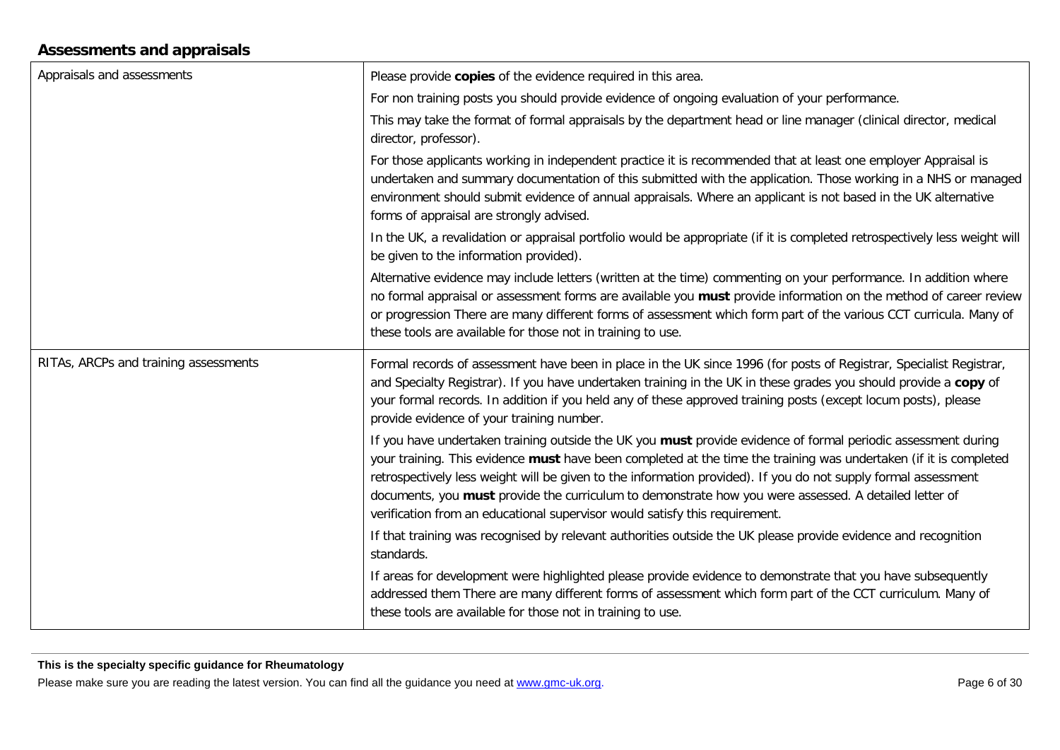## Assessments and appraisals

| | |
|---|---|
| Appraisals and assessments | Please provide **copies** of the evidence required in this area.<br><br>For non training posts you should provide evidence of ongoing evaluation of your performance.<br><br>This may take the format of formal appraisals by the department head or line manager (clinical director, medical director, professor).<br><br>For those applicants working in independent practice it is recommended that at least one employer Appraisal is undertaken and summary documentation of this submitted with the application. Those working in a NHS or managed environment should submit evidence of annual appraisals. Where an applicant is not based in the UK alternative forms of appraisal are strongly advised.<br><br>In the UK, a revalidation or appraisal portfolio would be appropriate (if it is completed retrospectively less weight will be given to the information provided).<br><br>Alternative evidence may include letters (written at the time) commenting on your performance. In addition where no formal appraisal or assessment forms are available you **must** provide information on the method of career review or progression There are many different forms of assessment which form part of the various CCT curricula. Many of these tools are available for those not in training to use. |
| RITAs, ARCPs and training assessments | Formal records of assessment have been in place in the UK since 1996 (for posts of Registrar, Specialist Registrar, and Specialty Registrar). If you have undertaken training in the UK in these grades you should provide a **copy** of your formal records. In addition if you held any of these approved training posts (except locum posts), please provide evidence of your training number.<br><br>If you have undertaken training outside the UK you **must** provide evidence of formal periodic assessment during your training. This evidence **must** have been completed at the time the training was undertaken (if it is completed retrospectively less weight will be given to the information provided). If you do not supply formal assessment documents, you **must** provide the curriculum to demonstrate how you were assessed. A detailed letter of verification from an educational supervisor would satisfy this requirement.<br><br>If that training was recognised by relevant authorities outside the UK please provide evidence and recognition standards.<br><br>If areas for development were highlighted please provide evidence to demonstrate that you have subsequently addressed them There are many different forms of assessment which form part of the CCT curriculum. Many of these tools are available for those not in training to use. |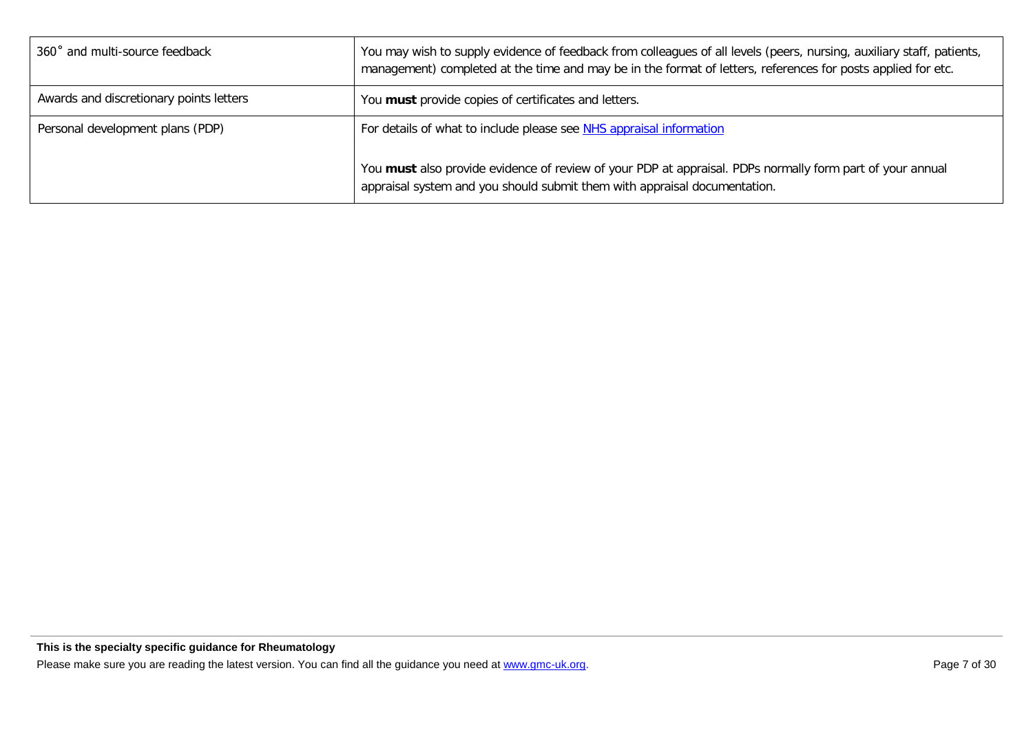| | |
|---|---|
| 360˚ and multi-source feedback | You may wish to supply evidence of feedback from colleagues of all levels (peers, nursing, auxiliary staff, patients, management) completed at the time and may be in the format of letters, references for posts applied for etc. |
| Awards and discretionary points letters | You **must** provide copies of certificates and letters. |
| Personal development plans (PDP) | For details of what to include please see [NHS appraisal information](NHS appraisal information)<br><br>You **must** also provide evidence of review of your PDP at appraisal. PDPs normally form part of your annual appraisal system and you should submit them with appraisal documentation. |

**This is the specialty specific guidance for Rheumatology**

Please make sure you are reading the latest version. You can find all the guidance you need at [www.gmc-uk.org](www.gmc-uk.org).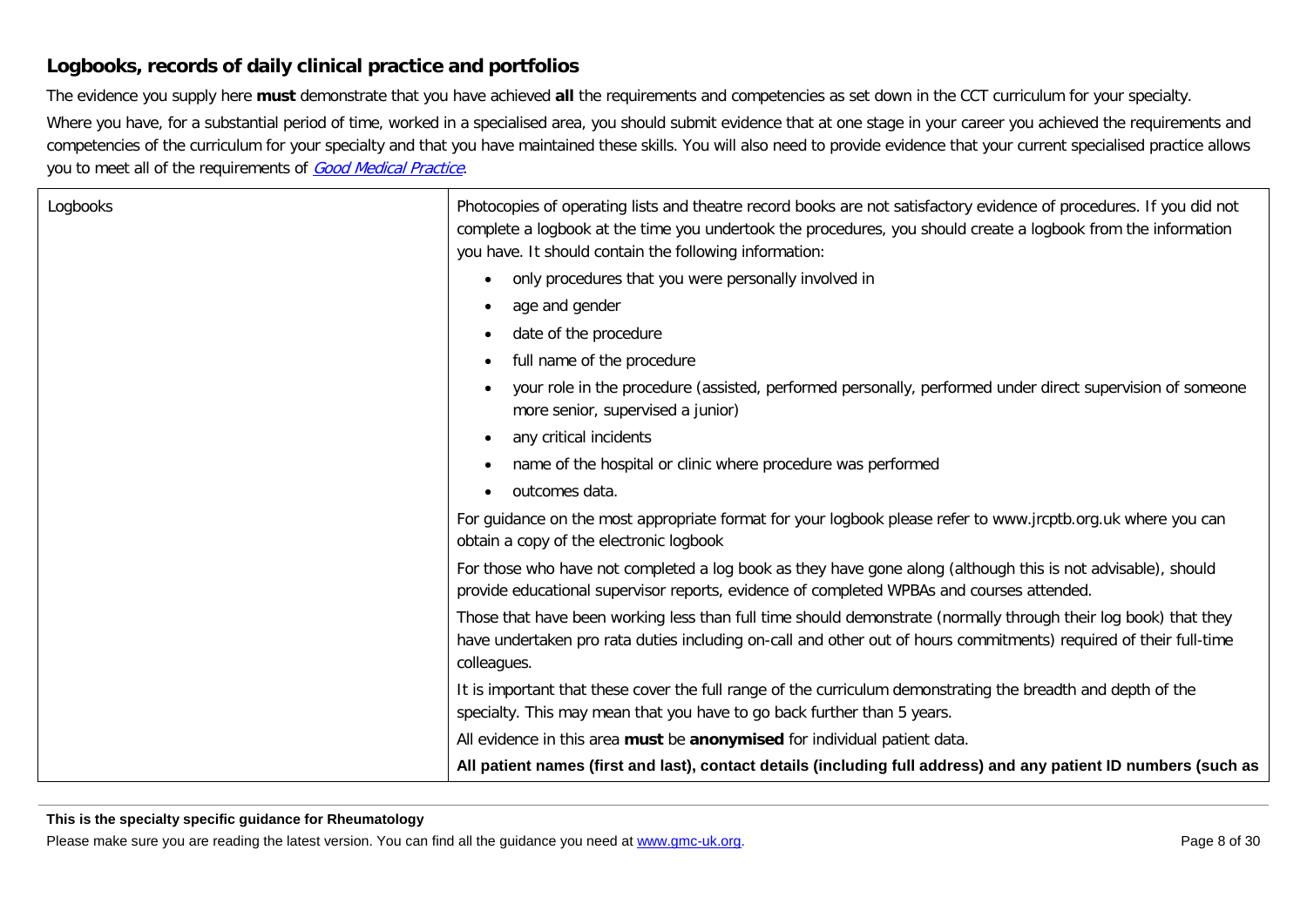## Logbooks, records of daily clinical practice and portfolios

The evidence you supply here **must** demonstrate that you have achieved **all** the requirements and competencies as set down in the CCT curriculum for your specialty.

Where you have, for a substantial period of time, worked in a specialised area, you should submit evidence that at one stage in your career you achieved the requirements and competencies of the curriculum for your specialty and that you have maintained these skills. You will also need to provide evidence that your current specialised practice allows you to meet all of the requirements of *Good Medical Practice*.

| | |
|---|---|
| Logbooks | Photocopies of operating lists and theatre record books are not satisfactory evidence of procedures. If you did not complete a logbook at the time you undertook the procedures, you should create a logbook from the information you have. It should contain the following information:<br>• only procedures that you were personally involved in<br>• age and gender<br>• date of the procedure<br>• full name of the procedure<br>• your role in the procedure (assisted, performed personally, performed under direct supervision of someone more senior, supervised a junior)<br>• any critical incidents<br>• name of the hospital or clinic where procedure was performed<br>• outcomes data.<br>For guidance on the most appropriate format for your logbook please refer to www.jrcptb.org.uk where you can obtain a copy of the electronic logbook<br>For those who have not completed a log book as they have gone along (although this is not advisable), should provide educational supervisor reports, evidence of completed WPBAs and courses attended.<br>Those that have been working less than full time should demonstrate (normally through their log book) that they have undertaken pro rata duties including on-call and other out of hours commitments) required of their full-time colleagues.<br>It is important that these cover the full range of the curriculum demonstrating the breadth and depth of the specialty. This may mean that you have to go back further than 5 years.<br>All evidence in this area **must** be **anonymised** for individual patient data.<br>**All patient names (first and last), contact details (including full address) and any patient ID numbers (such as** |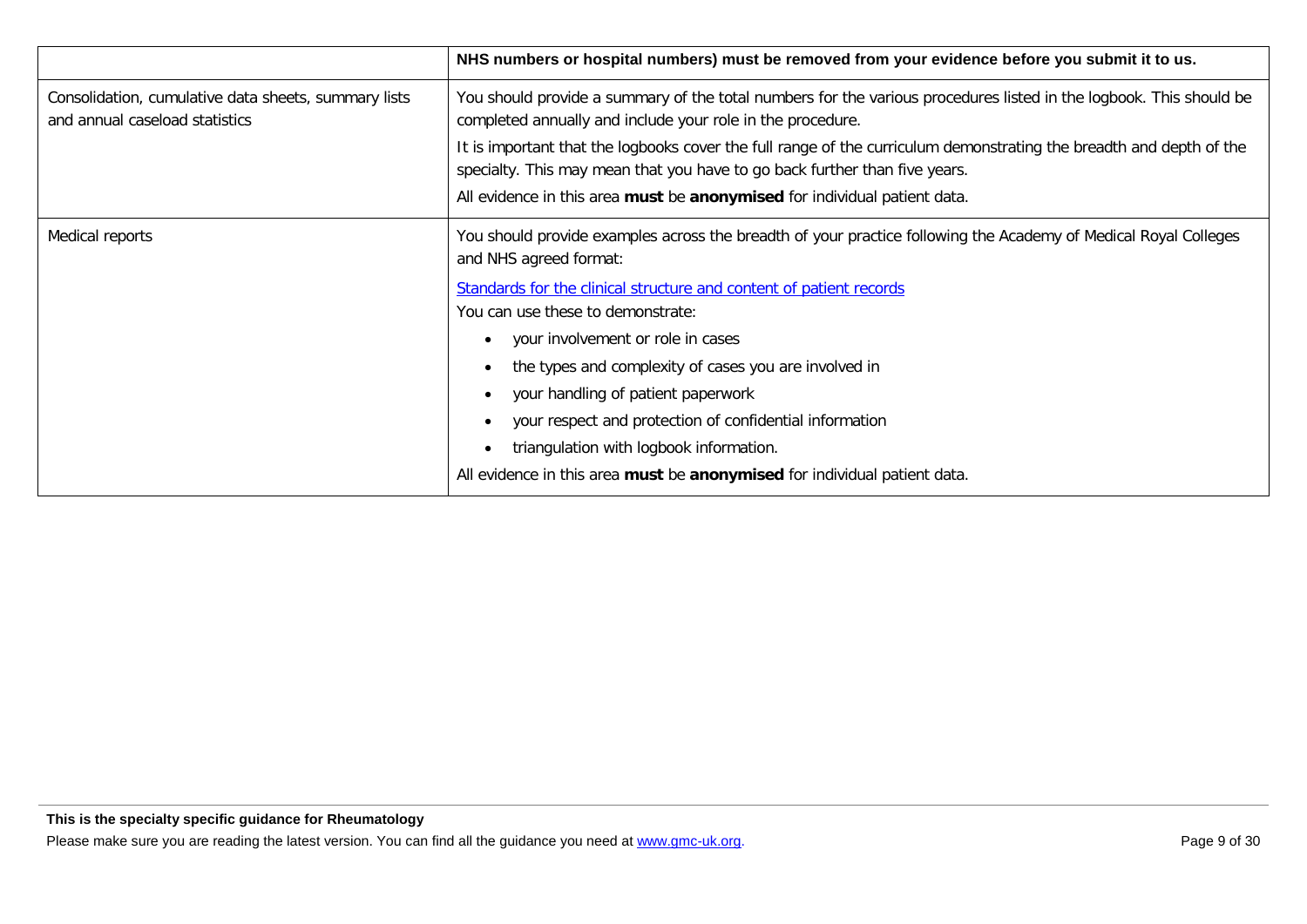| | |
|---|---|
| | **NHS numbers or hospital numbers) must be removed from your evidence before you submit it to us.** |
| Consolidation, cumulative data sheets, summary lists and annual caseload statistics | You should provide a summary of the total numbers for the various procedures listed in the logbook. This should be completed annually and include your role in the procedure.<br><br>It is important that the logbooks cover the full range of the curriculum demonstrating the breadth and depth of the specialty. This may mean that you have to go back further than five years.<br><br>All evidence in this area **must** be **anonymised** for individual patient data. |
| Medical reports | You should provide examples across the breadth of your practice following the Academy of Medical Royal Colleges and NHS agreed format:<br><br>[Standards for the clinical structure and content of patient records]<br><br>You can use these to demonstrate:<br><br>• your involvement or role in cases<br>• the types and complexity of cases you are involved in<br>• your handling of patient paperwork<br>• your respect and protection of confidential information<br>• triangulation with logbook information.<br><br>All evidence in this area **must** be **anonymised** for individual patient data. |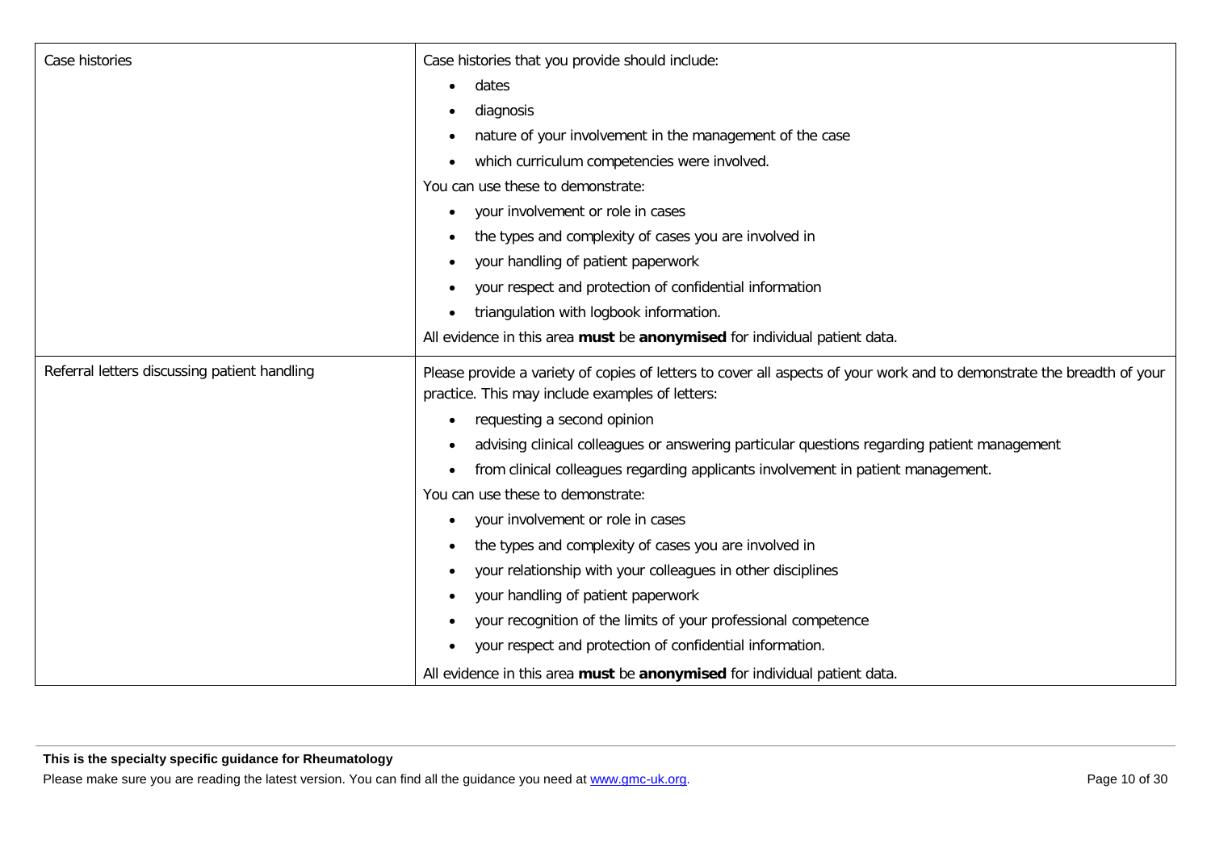| Case histories | Case histories that you provide should include:<br>• dates<br>• diagnosis<br>• nature of your involvement in the management of the case<br>• which curriculum competencies were involved.<br>You can use these to demonstrate:<br>• your involvement or role in cases<br>• the types and complexity of cases you are involved in<br>• your handling of patient paperwork<br>• your respect and protection of confidential information<br>• triangulation with logbook information.<br>All evidence in this area **must** be **anonymised** for individual patient data. |
|---|---|
| Referral letters discussing patient handling | Please provide a variety of copies of letters to cover all aspects of your work and to demonstrate the breadth of your practice. This may include examples of letters:<br>• requesting a second opinion<br>• advising clinical colleagues or answering particular questions regarding patient management<br>• from clinical colleagues regarding applicants involvement in patient management.<br>You can use these to demonstrate:<br>• your involvement or role in cases<br>• the types and complexity of cases you are involved in<br>• your relationship with your colleagues in other disciplines<br>• your handling of patient paperwork<br>• your recognition of the limits of your professional competence<br>• your respect and protection of confidential information.<br>All evidence in this area **must** be **anonymised** for individual patient data. |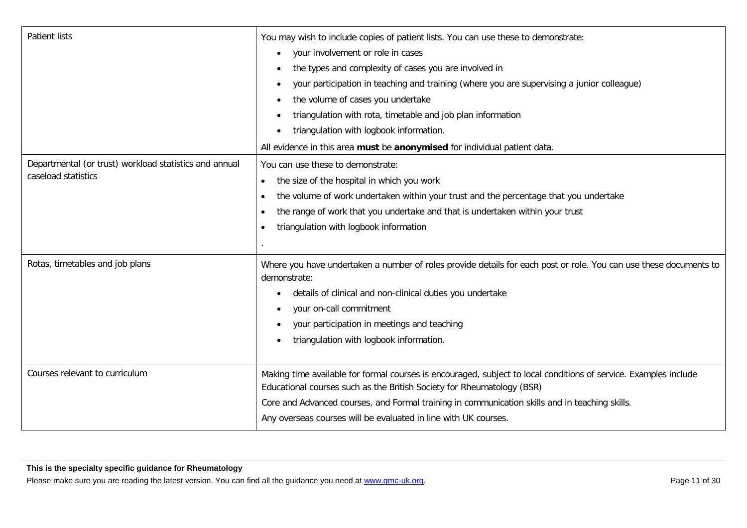| | |
|---|---|
| Patient lists | You may wish to include copies of patient lists. You can use these to demonstrate:<br>• your involvement or role in cases<br>• the types and complexity of cases you are involved in<br>• your participation in teaching and training (where you are supervising a junior colleague)<br>• the volume of cases you undertake<br>• triangulation with rota, timetable and job plan information<br>• triangulation with logbook information.<br>All evidence in this area **must** be **anonymised** for individual patient data. |
| Departmental (or trust) workload statistics and annual caseload statistics | You can use these to demonstrate:<br>• the size of the hospital in which you work<br>• the volume of work undertaken within your trust and the percentage that you undertake<br>• the range of work that you undertake and that is undertaken within your trust<br>• triangulation with logbook information<br>. |
| Rotas, timetables and job plans | Where you have undertaken a number of roles provide details for each post or role. You can use these documents to demonstrate:<br>• details of clinical and non-clinical duties you undertake<br>• your on-call commitment<br>• your participation in meetings and teaching<br>• triangulation with logbook information. |
| Courses relevant to curriculum | Making time available for formal courses is encouraged, subject to local conditions of service. Examples include Educational courses such as the British Society for Rheumatology (BSR)<br>Core and Advanced courses, and Formal training in communication skills and in teaching skills.<br>Any overseas courses will be evaluated in line with UK courses. |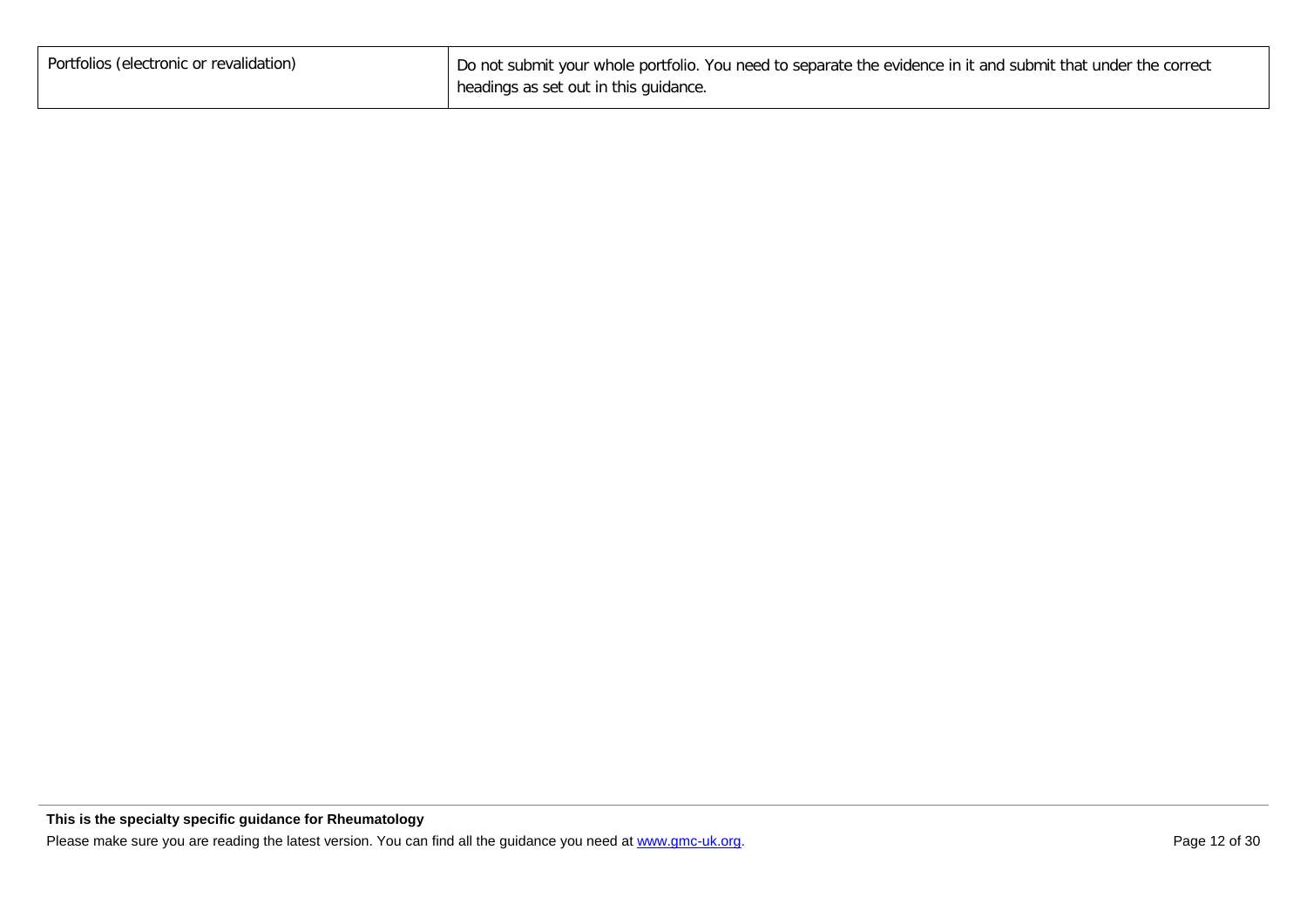| | |
|---|---|
| Portfolios (electronic or revalidation) | Do not submit your whole portfolio. You need to separate the evidence in it and submit that under the correct headings as set out in this guidance. |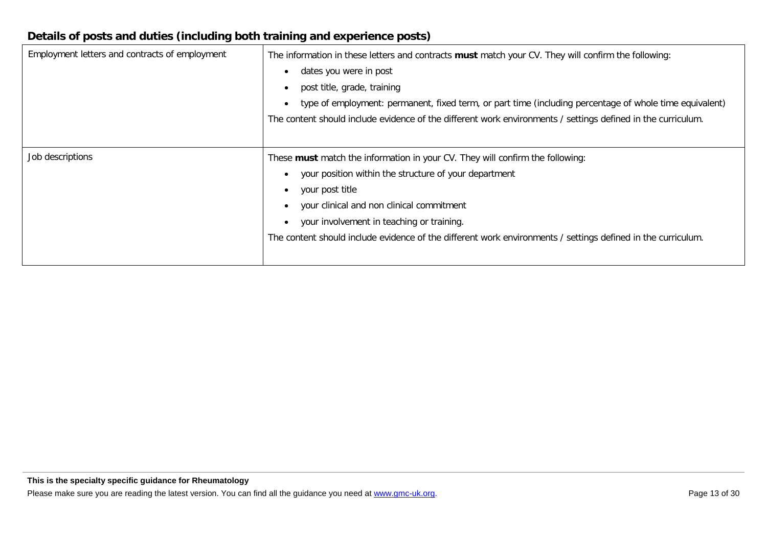## Details of posts and duties (including both training and experience posts)

| | |
|---|---|
| Employment letters and contracts of employment | The information in these letters and contracts **must** match your CV. They will confirm the following:<br>• dates you were in post<br>• post title, grade, training<br>• type of employment: permanent, fixed term, or part time (including percentage of whole time equivalent)<br>The content should include evidence of the different work environments / settings defined in the curriculum. |
| Job descriptions | These **must** match the information in your CV. They will confirm the following:<br>• your position within the structure of your department<br>• your post title<br>• your clinical and non clinical commitment<br>• your involvement in teaching or training.<br>The content should include evidence of the different work environments / settings defined in the curriculum. |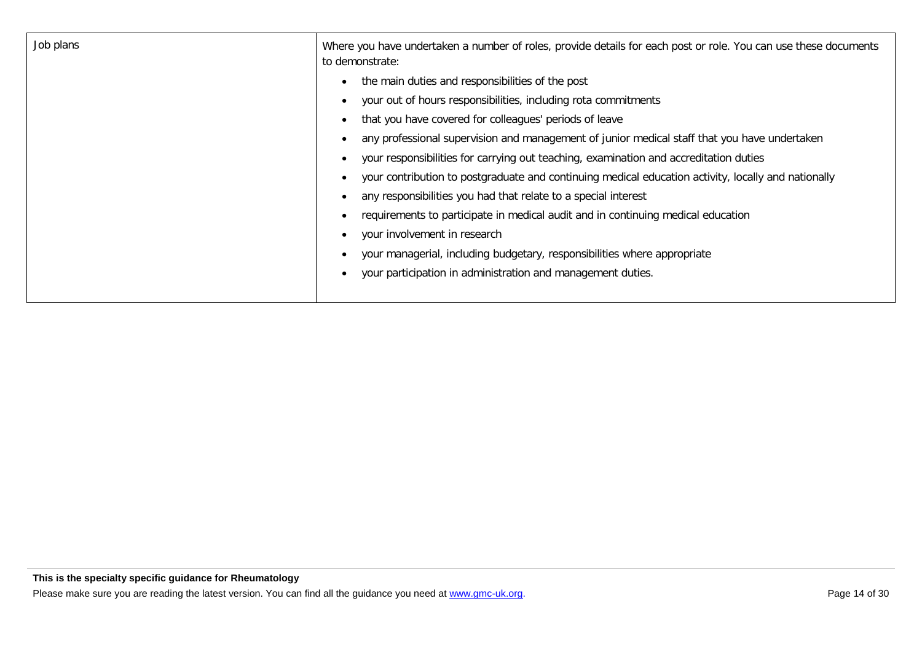| Job plans | Where you have undertaken a number of roles, provide details for each post or role. You can use these documents to demonstrate:<br><br>- the main duties and responsibilities of the post<br>- your out of hours responsibilities, including rota commitments<br>- that you have covered for colleagues' periods of leave<br>- any professional supervision and management of junior medical staff that you have undertaken<br>- your responsibilities for carrying out teaching, examination and accreditation duties<br>- your contribution to postgraduate and continuing medical education activity, locally and nationally<br>- any responsibilities you had that relate to a special interest<br>- requirements to participate in medical audit and in continuing medical education<br>- your involvement in research<br>- your managerial, including budgetary, responsibilities where appropriate<br>- your participation in administration and management duties. |
|---|---|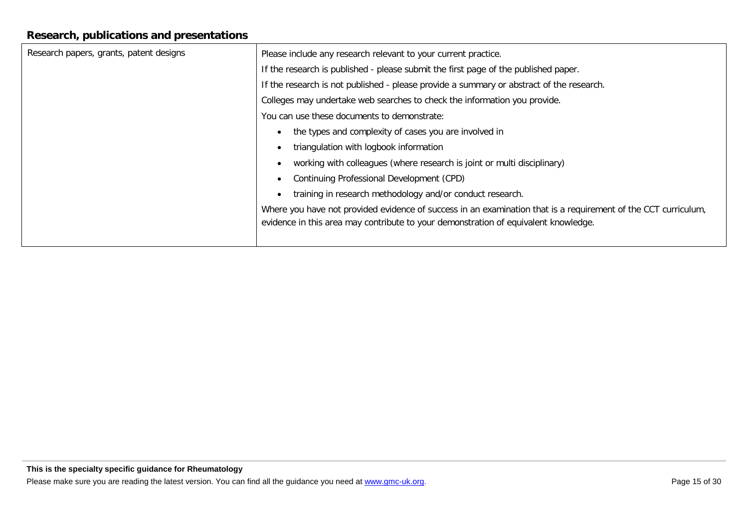## Research, publications and presentations

| | |
|---|---|
| Research papers, grants, patent designs | Please include any research relevant to your current practice.<br><br>If the research is published - please submit the first page of the published paper.<br><br>If the research is not published - please provide a summary or abstract of the research.<br><br>Colleges may undertake web searches to check the information you provide.<br><br>You can use these documents to demonstrate:<br><br>• the types and complexity of cases you are involved in<br>• triangulation with logbook information<br>• working with colleagues (where research is joint or multi disciplinary)<br>• Continuing Professional Development (CPD)<br>• training in research methodology and/or conduct research.<br><br>Where you have not provided evidence of success in an examination that is a requirement of the CCT curriculum, evidence in this area may contribute to your demonstration of equivalent knowledge. |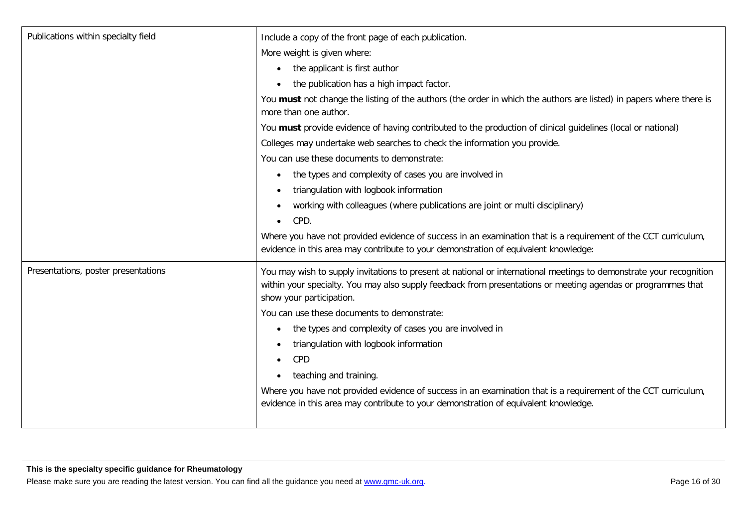| | |
|---|---|
| Publications within specialty field | Include a copy of the front page of each publication.<br>More weight is given where:<br>• the applicant is first author<br>• the publication has a high impact factor.<br>You **must** not change the listing of the authors (the order in which the authors are listed) in papers where there is more than one author.<br>You **must** provide evidence of having contributed to the production of clinical guidelines (local or national)<br>Colleges may undertake web searches to check the information you provide.<br>You can use these documents to demonstrate:<br>• the types and complexity of cases you are involved in<br>• triangulation with logbook information<br>• working with colleagues (where publications are joint or multi disciplinary)<br>• CPD.<br>Where you have not provided evidence of success in an examination that is a requirement of the CCT curriculum, evidence in this area may contribute to your demonstration of equivalent knowledge: |
| Presentations, poster presentations | You may wish to supply invitations to present at national or international meetings to demonstrate your recognition within your specialty. You may also supply feedback from presentations or meeting agendas or programmes that show your participation.<br>You can use these documents to demonstrate:<br>• the types and complexity of cases you are involved in<br>• triangulation with logbook information<br>• CPD<br>• teaching and training.<br>Where you have not provided evidence of success in an examination that is a requirement of the CCT curriculum, evidence in this area may contribute to your demonstration of equivalent knowledge. |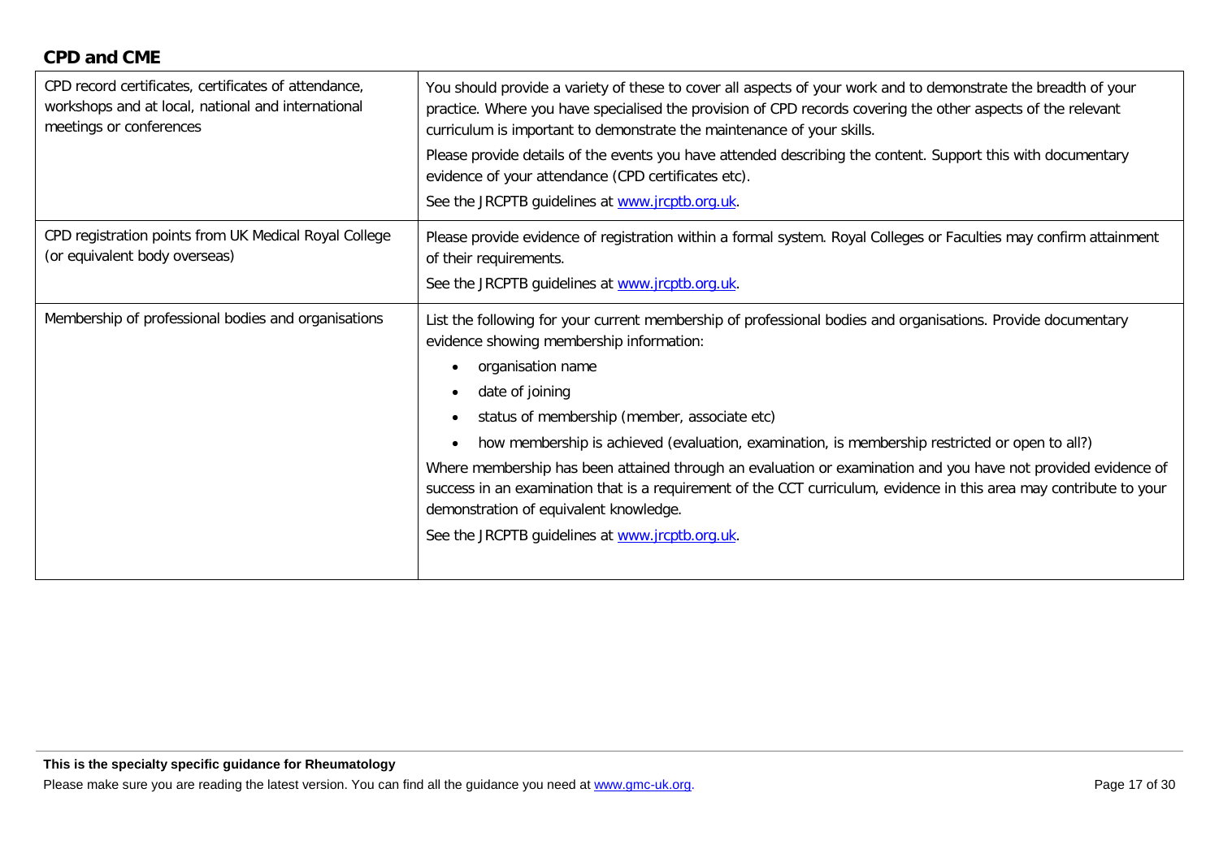## CPD and CME

| | |
|---|---|
| CPD record certificates, certificates of attendance, workshops and at local, national and international meetings or conferences | You should provide a variety of these to cover all aspects of your work and to demonstrate the breadth of your practice. Where you have specialised the provision of CPD records covering the other aspects of the relevant curriculum is important to demonstrate the maintenance of your skills.<br><br>Please provide details of the events you have attended describing the content. Support this with documentary evidence of your attendance (CPD certificates etc).<br><br>See the JRCPTB guidelines at [www.jrcptb.org.uk](http://www.jrcptb.org.uk). |
| CPD registration points from UK Medical Royal College (or equivalent body overseas) | Please provide evidence of registration within a formal system. Royal Colleges or Faculties may confirm attainment of their requirements.<br><br>See the JRCPTB guidelines at [www.jrcptb.org.uk](http://www.jrcptb.org.uk). |
| Membership of professional bodies and organisations | List the following for your current membership of professional bodies and organisations. Provide documentary evidence showing membership information:<br><br>• organisation name<br>• date of joining<br>• status of membership (member, associate etc)<br>• how membership is achieved (evaluation, examination, is membership restricted or open to all?)<br><br>Where membership has been attained through an evaluation or examination and you have not provided evidence of success in an examination that is a requirement of the CCT curriculum, evidence in this area may contribute to your demonstration of equivalent knowledge.<br><br>See the JRCPTB guidelines at [www.jrcptb.org.uk](http://www.jrcptb.org.uk). |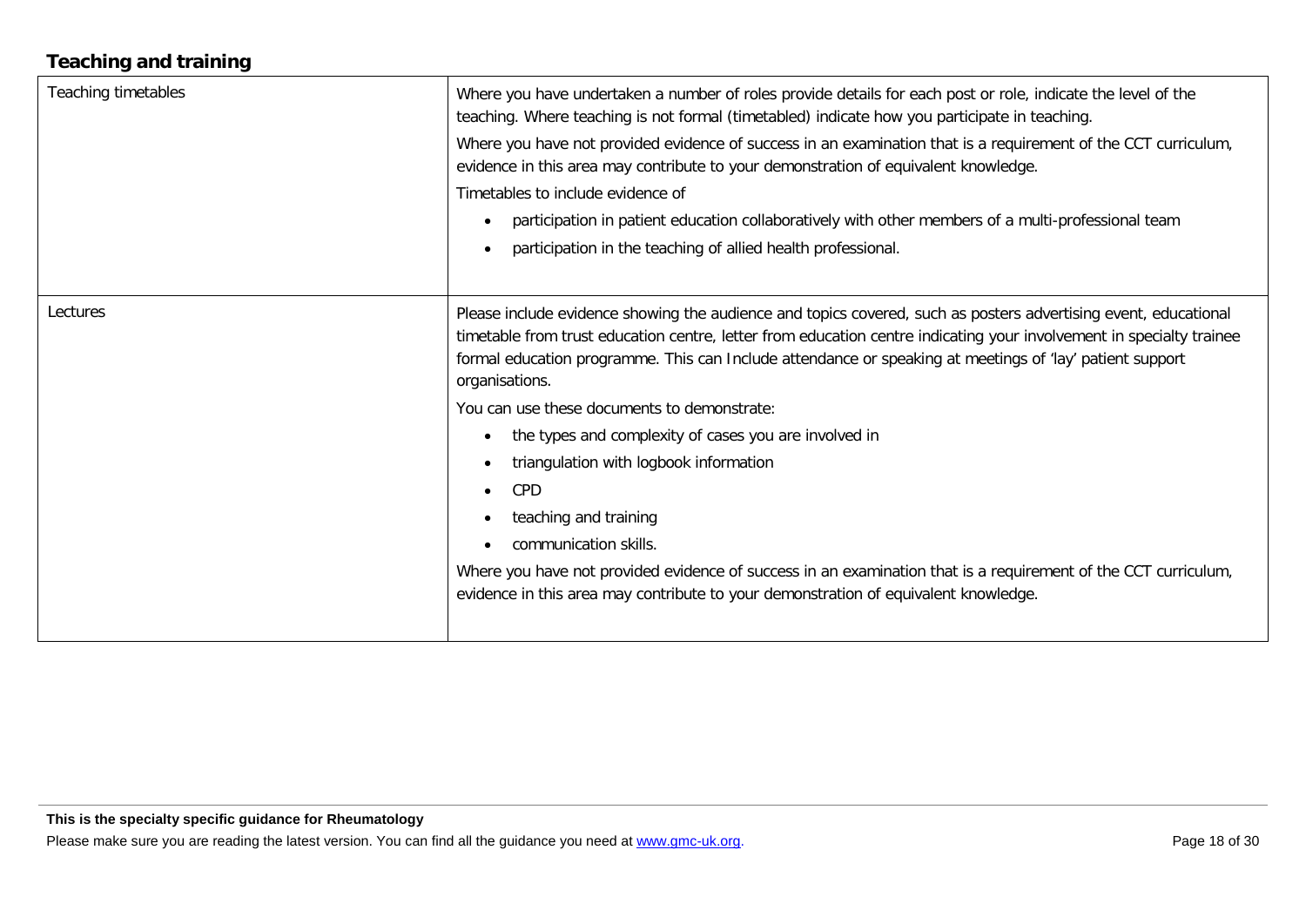## Teaching and training

| | |
|---|---|
| Teaching timetables | Where you have undertaken a number of roles provide details for each post or role, indicate the level of the teaching. Where teaching is not formal (timetabled) indicate how you participate in teaching.<br><br>Where you have not provided evidence of success in an examination that is a requirement of the CCT curriculum, evidence in this area may contribute to your demonstration of equivalent knowledge.<br><br>Timetables to include evidence of<br><br>• participation in patient education collaboratively with other members of a multi-professional team<br>• participation in the teaching of allied health professional. |
| Lectures | Please include evidence showing the audience and topics covered, such as posters advertising event, educational timetable from trust education centre, letter from education centre indicating your involvement in specialty trainee formal education programme. This can Include attendance or speaking at meetings of 'lay' patient support organisations.<br><br>You can use these documents to demonstrate:<br><br>• the types and complexity of cases you are involved in<br>• triangulation with logbook information<br>• CPD<br>• teaching and training<br>• communication skills.<br><br>Where you have not provided evidence of success in an examination that is a requirement of the CCT curriculum, evidence in this area may contribute to your demonstration of equivalent knowledge. |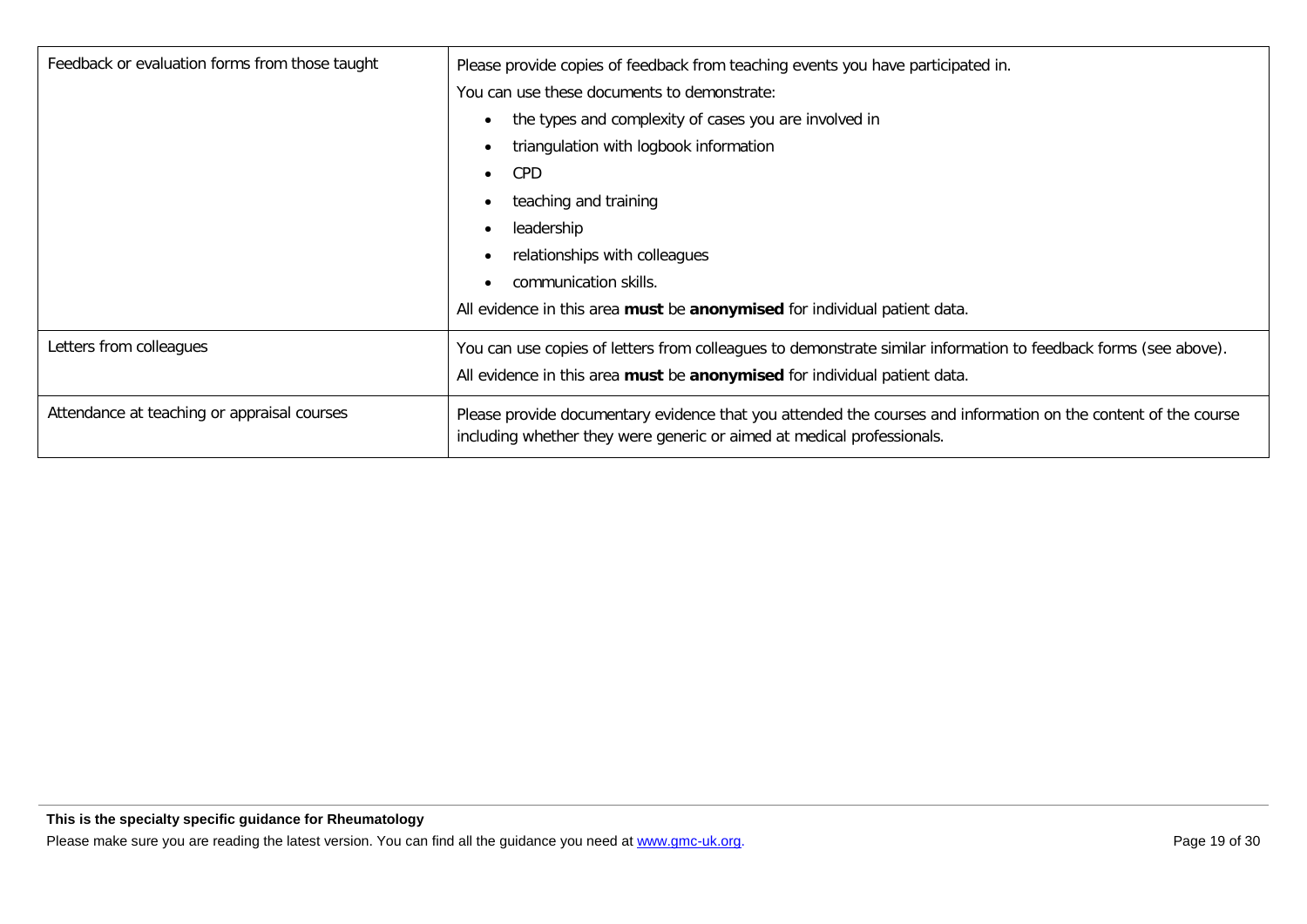| | |
|---|---|
| Feedback or evaluation forms from those taught | Please provide copies of feedback from teaching events you have participated in.<br>You can use these documents to demonstrate:<br>• the types and complexity of cases you are involved in<br>• triangulation with logbook information<br>• CPD<br>• teaching and training<br>• leadership<br>• relationships with colleagues<br>• communication skills.<br>All evidence in this area **must** be **anonymised** for individual patient data. |
| Letters from colleagues | You can use copies of letters from colleagues to demonstrate similar information to feedback forms (see above).<br>All evidence in this area **must** be **anonymised** for individual patient data. |
| Attendance at teaching or appraisal courses | Please provide documentary evidence that you attended the courses and information on the content of the course including whether they were generic or aimed at medical professionals. |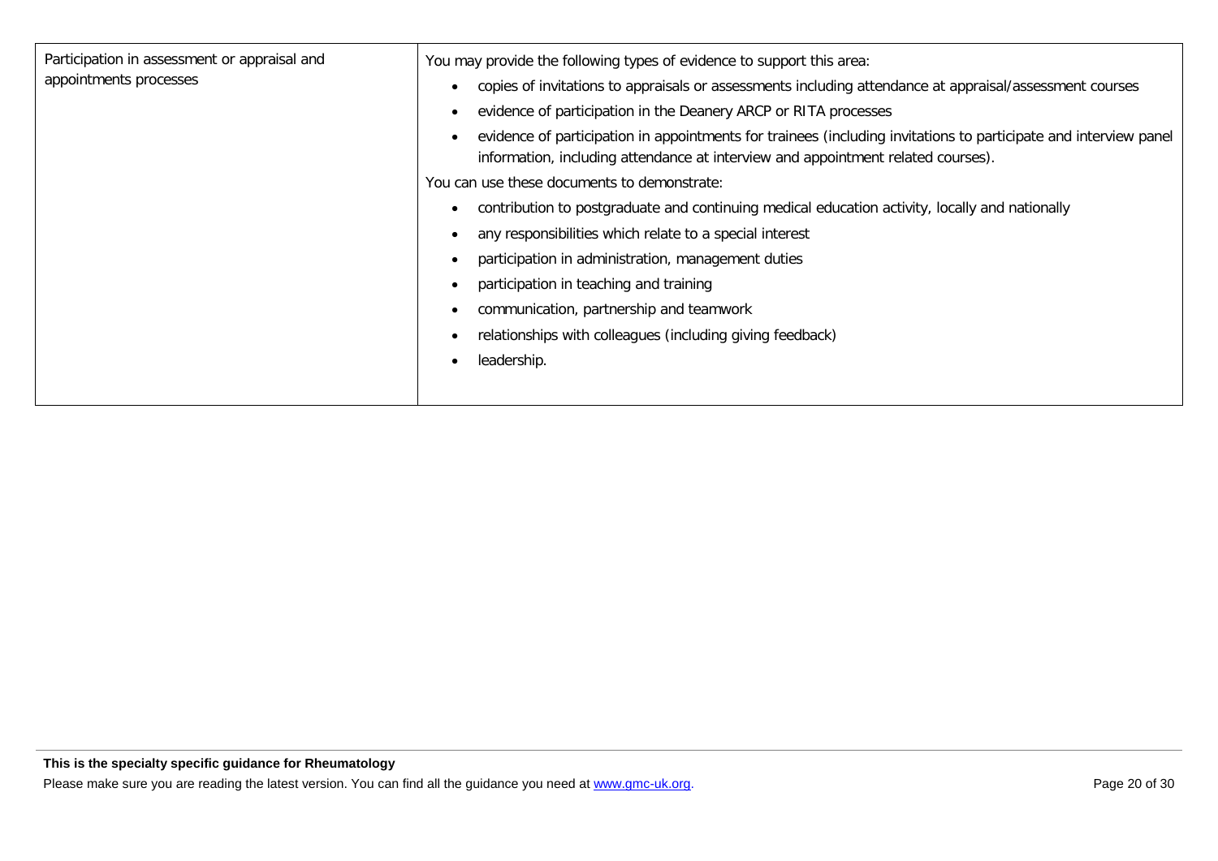| Participation in assessment or appraisal and appointments processes | You may provide the following types of evidence to support this area:<br>• copies of invitations to appraisals or assessments including attendance at appraisal/assessment courses<br>• evidence of participation in the Deanery ARCP or RITA processes<br>• evidence of participation in appointments for trainees (including invitations to participate and interview panel information, including attendance at interview and appointment related courses).<br>You can use these documents to demonstrate:<br>• contribution to postgraduate and continuing medical education activity, locally and nationally<br>• any responsibilities which relate to a special interest<br>• participation in administration, management duties<br>• participation in teaching and training<br>• communication, partnership and teamwork<br>• relationships with colleagues (including giving feedback)<br>• leadership. |
|---|---|

**This is the specialty specific guidance for Rheumatology**

Please make sure you are reading the latest version. You can find all the guidance you need at [www.gmc-uk.org](http://www.gmc-uk.org).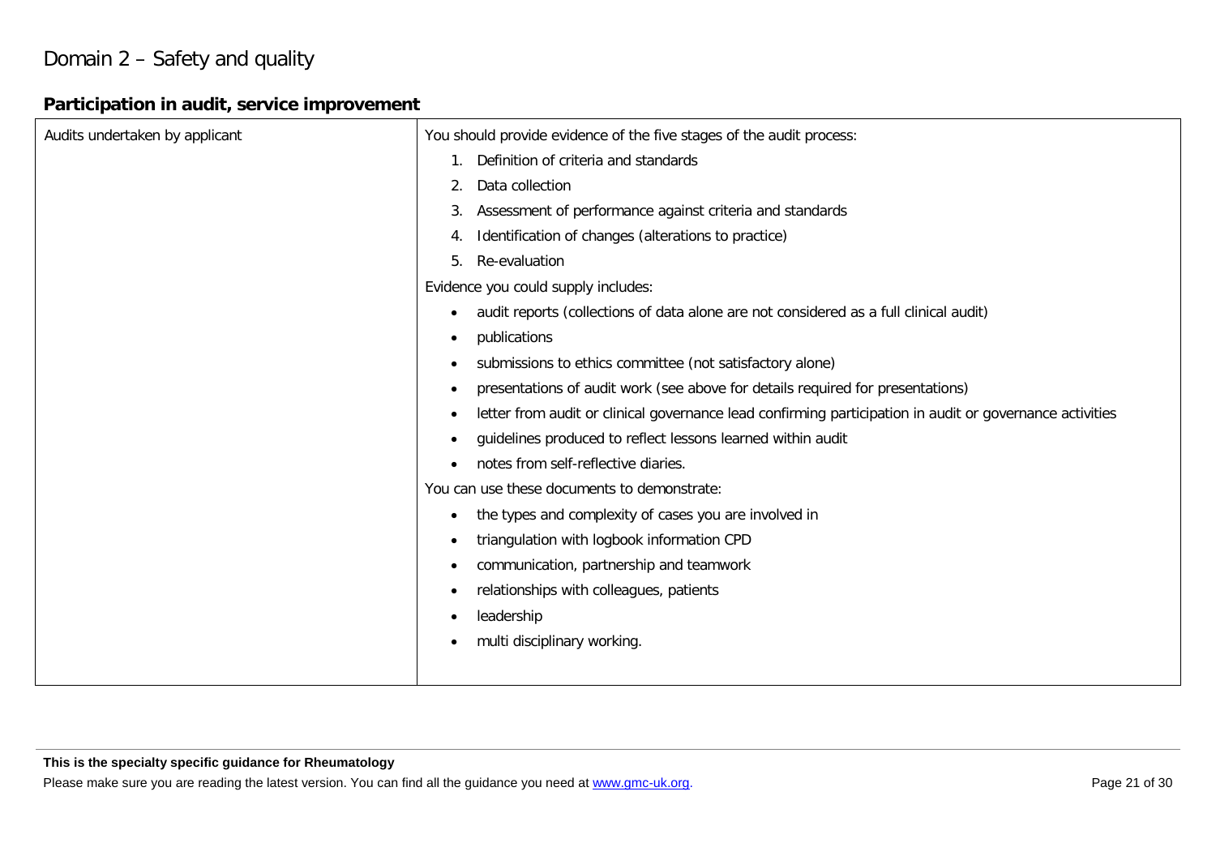# Domain 2 – Safety and quality

## Participation in audit, service improvement

| | |
|---|---|
| Audits undertaken by applicant | You should provide evidence of the five stages of the audit process:<br>1. Definition of criteria and standards<br>2. Data collection<br>3. Assessment of performance against criteria and standards<br>4. Identification of changes (alterations to practice)<br>5. Re-evaluation<br>Evidence you could supply includes:<br>• audit reports (collections of data alone are not considered as a full clinical audit)<br>• publications<br>• submissions to ethics committee (not satisfactory alone)<br>• presentations of audit work (see above for details required for presentations)<br>• letter from audit or clinical governance lead confirming participation in audit or governance activities<br>• guidelines produced to reflect lessons learned within audit<br>• notes from self-reflective diaries.<br>You can use these documents to demonstrate:<br>• the types and complexity of cases you are involved in<br>• triangulation with logbook information CPD<br>• communication, partnership and teamwork<br>• relationships with colleagues, patients<br>• leadership<br>• multi disciplinary working. |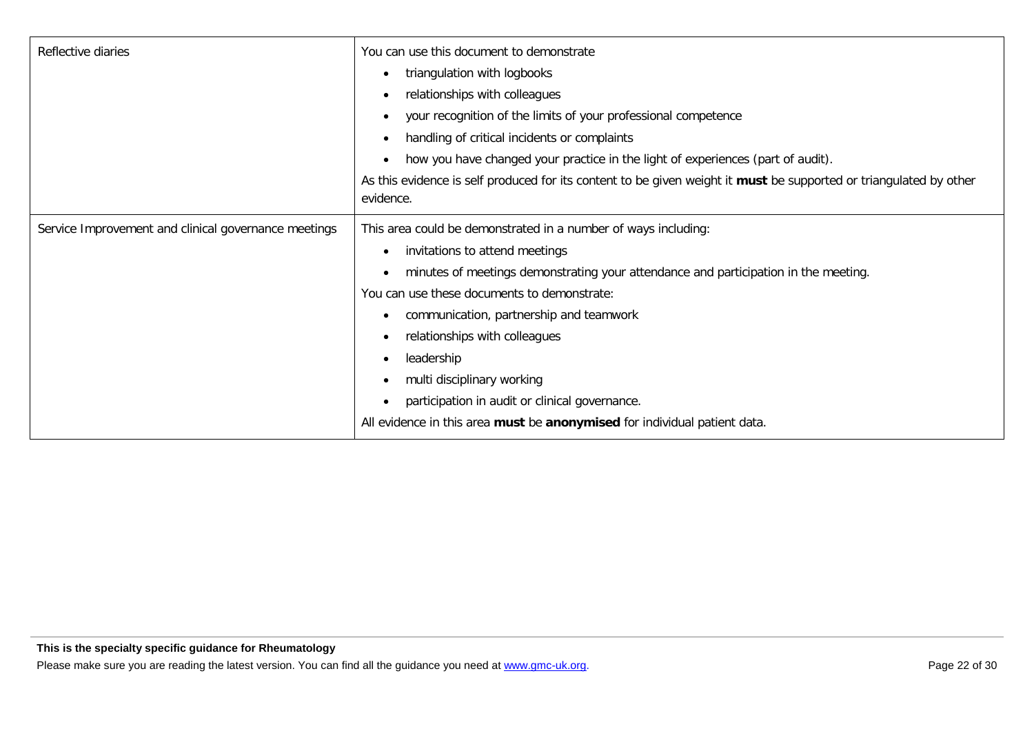| | |
|---|---|
| Reflective diaries | You can use this document to demonstrate<br>• triangulation with logbooks<br>• relationships with colleagues<br>• your recognition of the limits of your professional competence<br>• handling of critical incidents or complaints<br>• how you have changed your practice in the light of experiences (part of audit).<br>As this evidence is self produced for its content to be given weight it **must** be supported or triangulated by other evidence. |
| Service Improvement and clinical governance meetings | This area could be demonstrated in a number of ways including:<br>• invitations to attend meetings<br>• minutes of meetings demonstrating your attendance and participation in the meeting.<br>You can use these documents to demonstrate:<br>• communication, partnership and teamwork<br>• relationships with colleagues<br>• leadership<br>• multi disciplinary working<br>• participation in audit or clinical governance.<br>All evidence in this area **must** be **anonymised** for individual patient data. |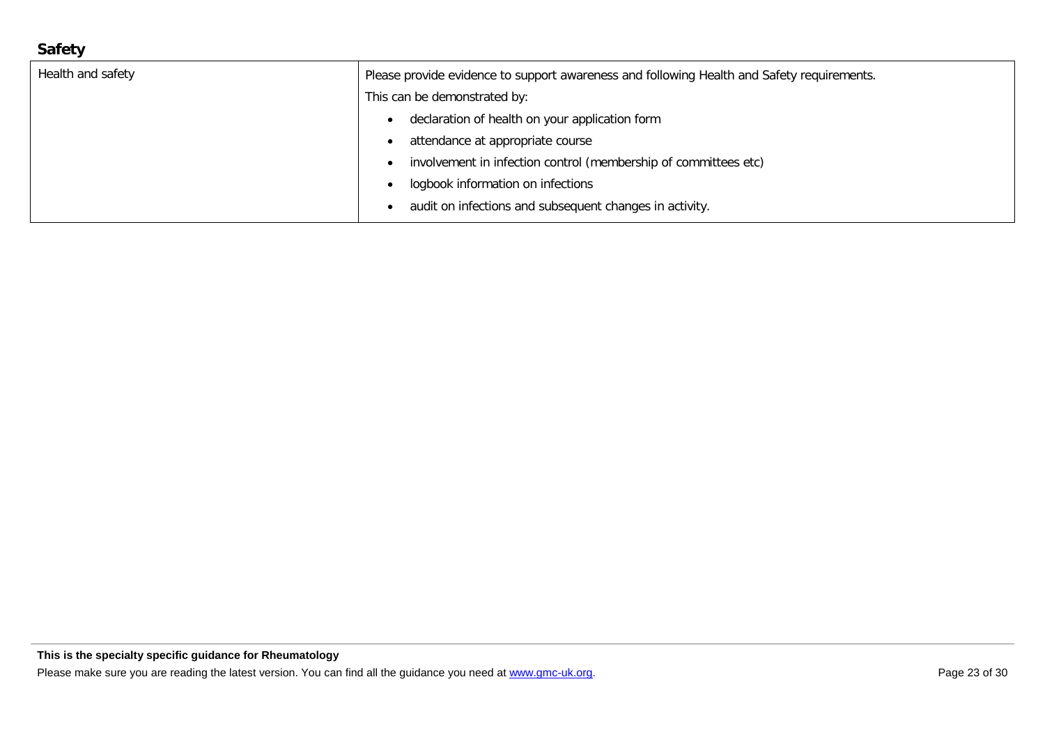## Safety

| Health and safety | Please provide evidence to support awareness and following Health and Safety requirements.<br>This can be demonstrated by:<br>• declaration of health on your application form<br>• attendance at appropriate course<br>• involvement in infection control (membership of committees etc)<br>• logbook information on infections<br>• audit on infections and subsequent changes in activity. |
|---|---|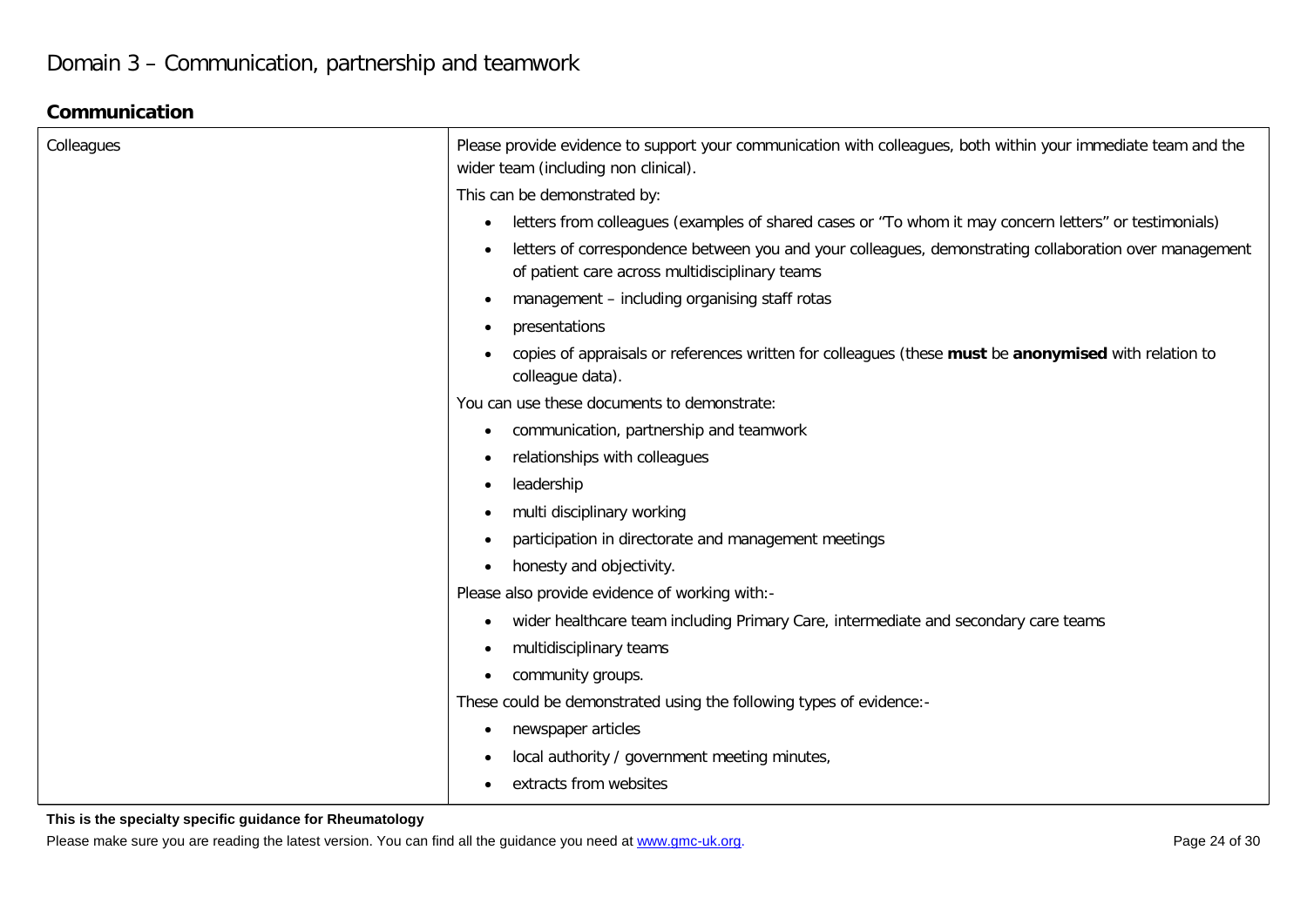# Domain 3 – Communication, partnership and teamwork

## Communication

| Colleagues | Please provide evidence to support your communication with colleagues, both within your immediate team and the wider team (including non clinical).<br><br>This can be demonstrated by:<br>• letters from colleagues (examples of shared cases or "To whom it may concern letters" or testimonials)<br>• letters of correspondence between you and your colleagues, demonstrating collaboration over management of patient care across multidisciplinary teams<br>• management – including organising staff rotas<br>• presentations<br>• copies of appraisals or references written for colleagues (these **must** be **anonymised** with relation to colleague data).<br><br>You can use these documents to demonstrate:<br>• communication, partnership and teamwork<br>• relationships with colleagues<br>• leadership<br>• multi disciplinary working<br>• participation in directorate and management meetings<br>• honesty and objectivity.<br><br>Please also provide evidence of working with:-<br>• wider healthcare team including Primary Care, intermediate and secondary care teams<br>• multidisciplinary teams<br>• community groups.<br><br>These could be demonstrated using the following types of evidence:-<br>• newspaper articles<br>• local authority / government meeting minutes,<br>• extracts from websites |
|---|---|

**This is the specialty specific guidance for Rheumatology**

Please make sure you are reading the latest version. You can find all the guidance you need at www.gmc-uk.org.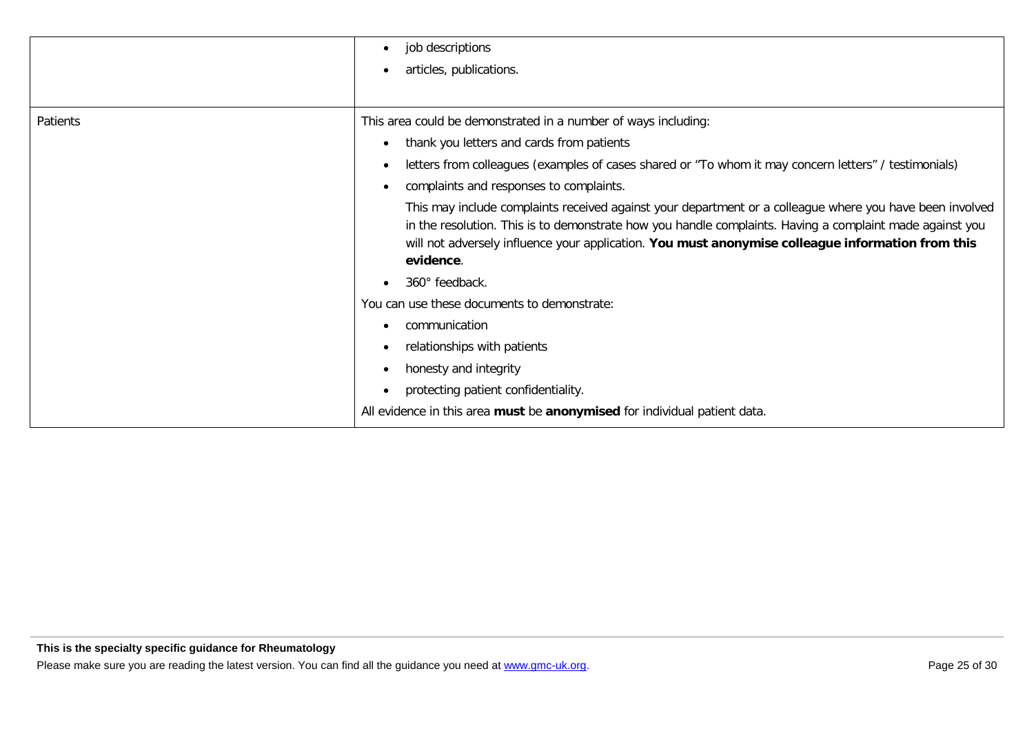| | |
|---|---|
| | • job descriptions<br>• articles, publications. |
| Patients | This area could be demonstrated in a number of ways including:<br>• thank you letters and cards from patients<br>• letters from colleagues (examples of cases shared or "To whom it may concern letters" / testimonials)<br>• complaints and responses to complaints.<br>This may include complaints received against your department or a colleague where you have been involved in the resolution. This is to demonstrate how you handle complaints. Having a complaint made against you will not adversely influence your application. **You must anonymise colleague information from this evidence**.<br>• 360° feedback.<br>You can use these documents to demonstrate:<br>• communication<br>• relationships with patients<br>• honesty and integrity<br>• protecting patient confidentiality.<br>All evidence in this area **must** be **anonymised** for individual patient data. |

**This is the specialty specific guidance for Rheumatology**

Please make sure you are reading the latest version. You can find all the guidance you need at www.gmc-uk.org.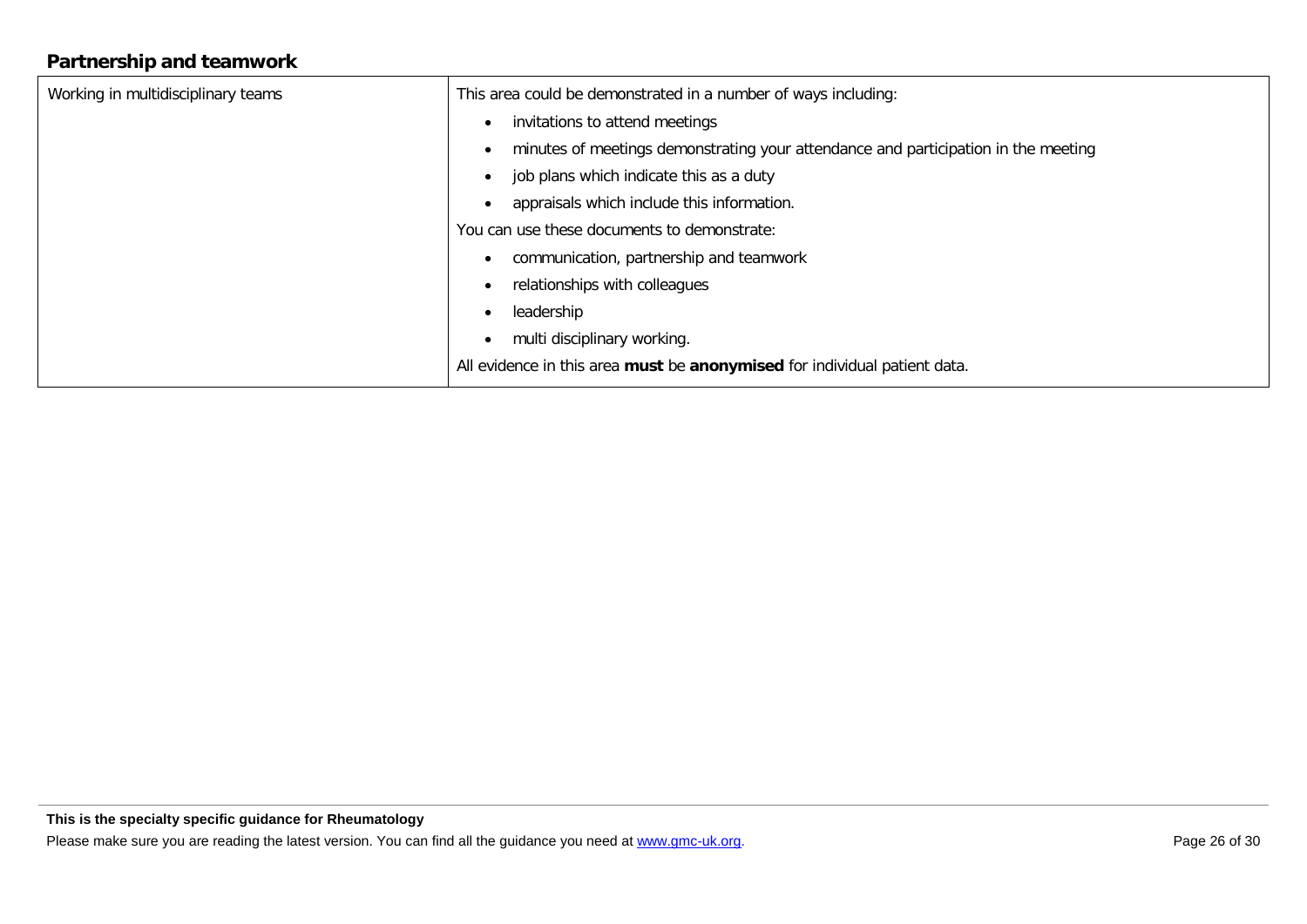## Partnership and teamwork

| Working in multidisciplinary teams | This area could be demonstrated in a number of ways including:<br>• invitations to attend meetings<br>• minutes of meetings demonstrating your attendance and participation in the meeting<br>• job plans which indicate this as a duty<br>• appraisals which include this information.<br>You can use these documents to demonstrate:<br>• communication, partnership and teamwork<br>• relationships with colleagues<br>• leadership<br>• multi disciplinary working.<br>All evidence in this area **must** be **anonymised** for individual patient data. |
|---|---|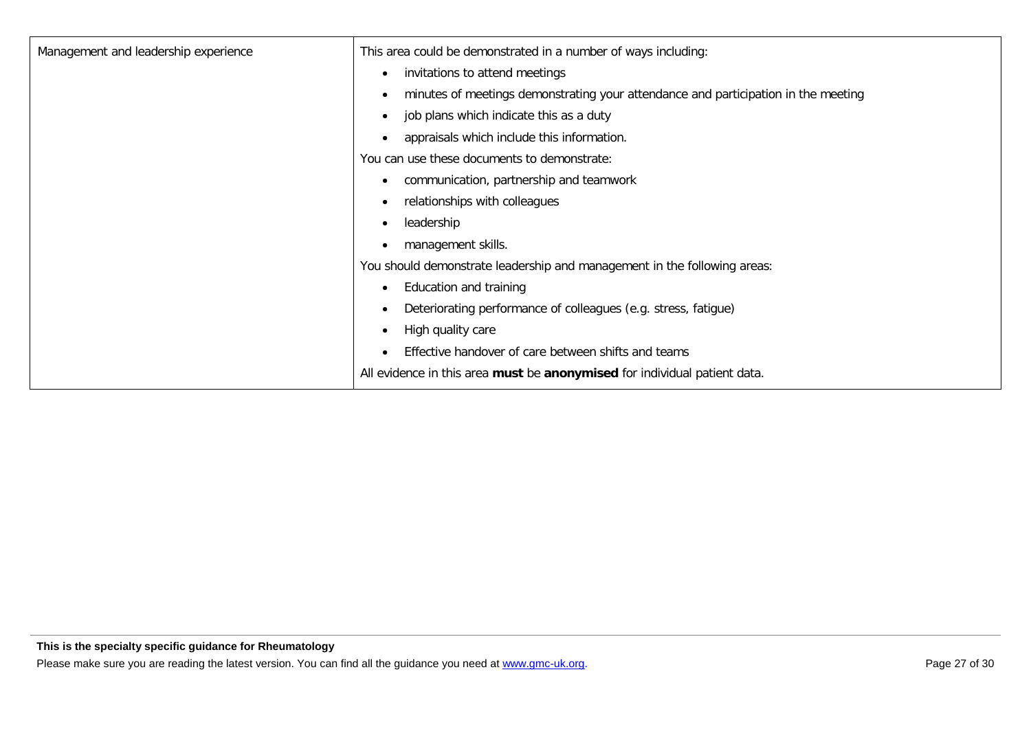| | |
|---|---|
| Management and leadership experience | This area could be demonstrated in a number of ways including:<br>• invitations to attend meetings<br>• minutes of meetings demonstrating your attendance and participation in the meeting<br>• job plans which indicate this as a duty<br>• appraisals which include this information.<br>You can use these documents to demonstrate:<br>• communication, partnership and teamwork<br>• relationships with colleagues<br>• leadership<br>• management skills.<br>You should demonstrate leadership and management in the following areas:<br>• Education and training<br>• Deteriorating performance of colleagues (e.g. stress, fatigue)<br>• High quality care<br>• Effective handover of care between shifts and teams<br>All evidence in this area **must** be **anonymised** for individual patient data. |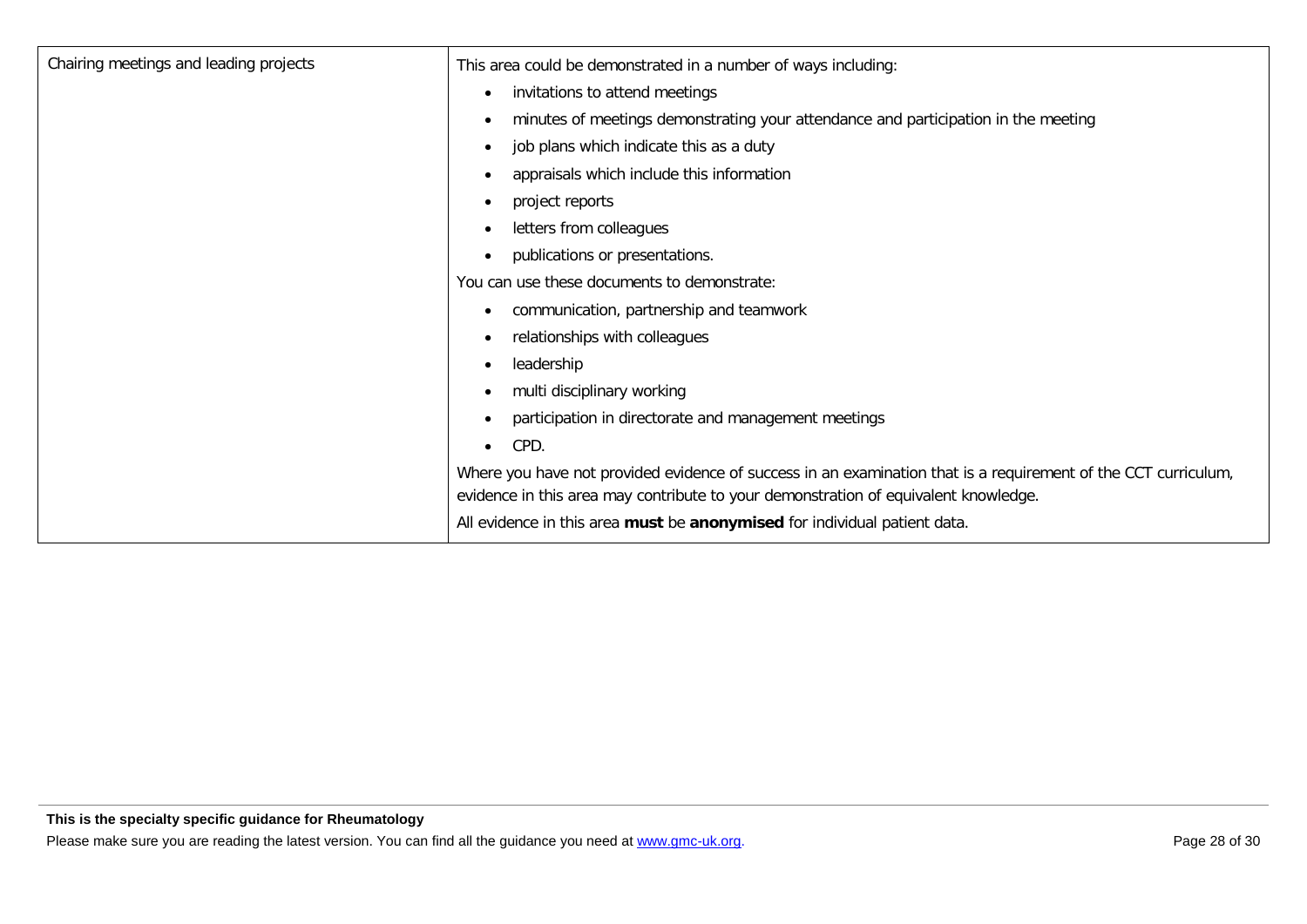| | |
|---|---|
| Chairing meetings and leading projects | This area could be demonstrated in a number of ways including:<br>• invitations to attend meetings<br>• minutes of meetings demonstrating your attendance and participation in the meeting<br>• job plans which indicate this as a duty<br>• appraisals which include this information<br>• project reports<br>• letters from colleagues<br>• publications or presentations.<br>You can use these documents to demonstrate:<br>• communication, partnership and teamwork<br>• relationships with colleagues<br>• leadership<br>• multi disciplinary working<br>• participation in directorate and management meetings<br>• CPD.<br>Where you have not provided evidence of success in an examination that is a requirement of the CCT curriculum, evidence in this area may contribute to your demonstration of equivalent knowledge.<br>All evidence in this area **must** be **anonymised** for individual patient data. |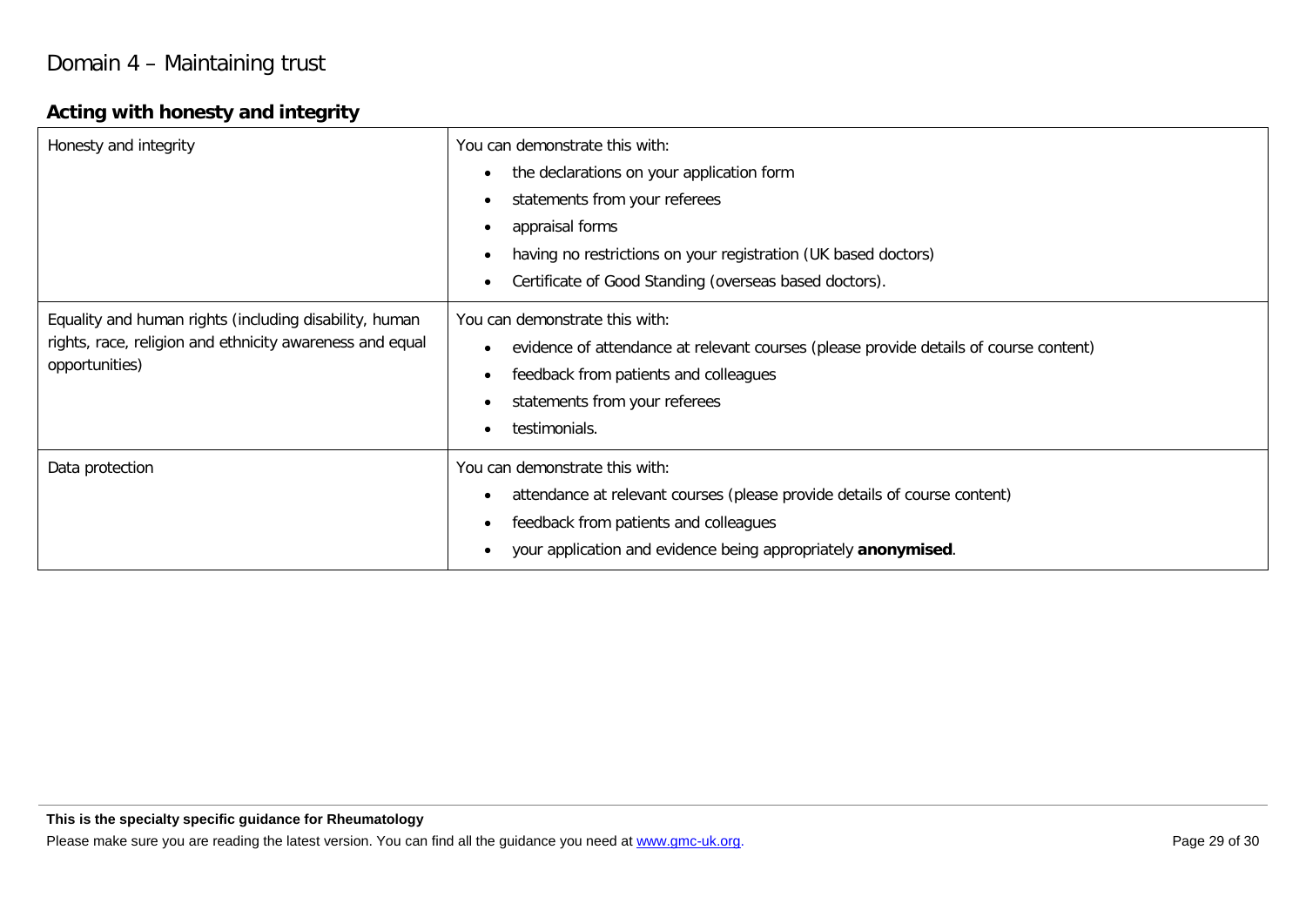# Domain 4 – Maintaining trust

## Acting with honesty and integrity

| | |
|---|---|
| Honesty and integrity | You can demonstrate this with:<br>• the declarations on your application form<br>• statements from your referees<br>• appraisal forms<br>• having no restrictions on your registration (UK based doctors)<br>• Certificate of Good Standing (overseas based doctors). |
| Equality and human rights (including disability, human rights, race, religion and ethnicity awareness and equal opportunities) | You can demonstrate this with:<br>• evidence of attendance at relevant courses (please provide details of course content)<br>• feedback from patients and colleagues<br>• statements from your referees<br>• testimonials. |
| Data protection | You can demonstrate this with:<br>• attendance at relevant courses (please provide details of course content)<br>• feedback from patients and colleagues<br>• your application and evidence being appropriately **anonymised**. |

**This is the specialty specific guidance for Rheumatology**

Please make sure you are reading the latest version. You can find all the guidance you need at www.gmc-uk.org.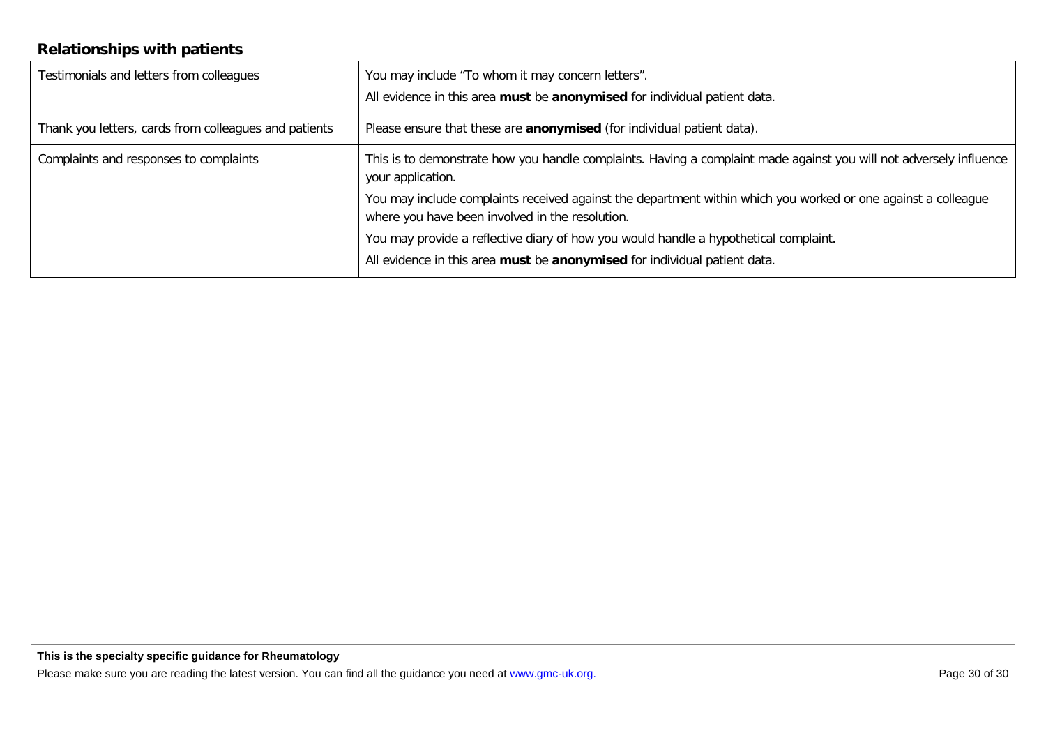## Relationships with patients

| | |
|---|---|
| Testimonials and letters from colleagues | You may include "To whom it may concern letters".<br>All evidence in this area **must** be **anonymised** for individual patient data. |
| Thank you letters, cards from colleagues and patients | Please ensure that these are **anonymised** (for individual patient data). |
| Complaints and responses to complaints | This is to demonstrate how you handle complaints. Having a complaint made against you will not adversely influence your application.<br>You may include complaints received against the department within which you worked or one against a colleague where you have been involved in the resolution.<br>You may provide a reflective diary of how you would handle a hypothetical complaint.<br>All evidence in this area **must** be **anonymised** for individual patient data. |